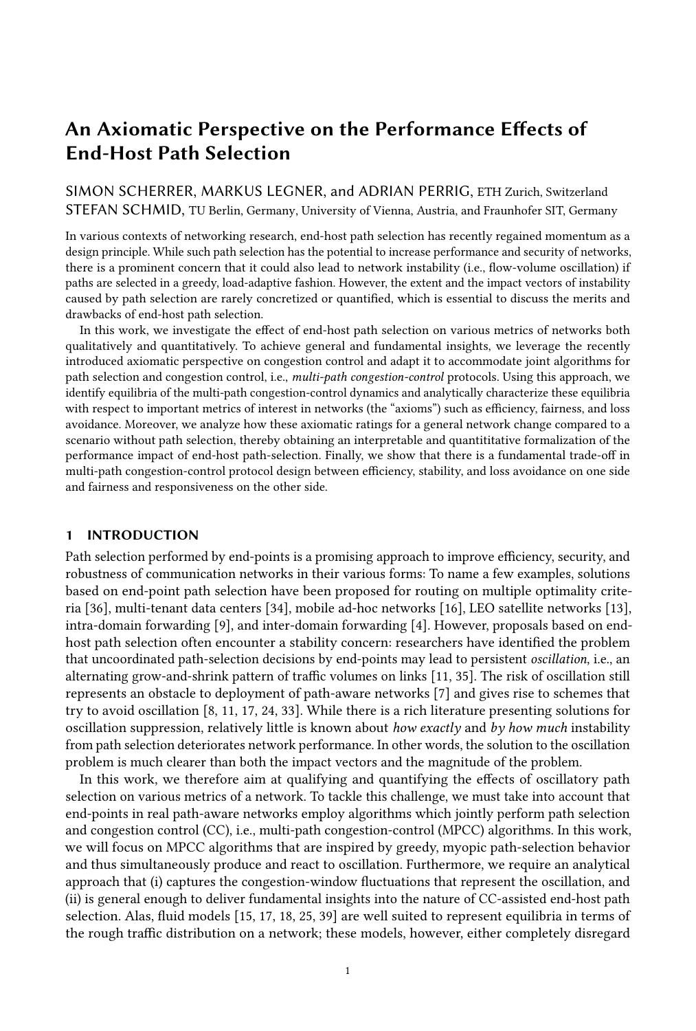# An Axiomatic Perspective on the Performance Effects of End-Host Path Selection

SIMON SCHERRER, MARKUS LEGNER, and ADRIAN PERRIG, ETH Zurich, Switzerland
STEFAN SCHMID, TU Berlin, Germany, University of Vienna, Austria, and Fraunhofer SIT, Germany

In various contexts of networking research, end-host path selection has recently regained momentum as a design principle. While such path selection has the potential to increase performance and security of networks, there is a prominent concern that it could also lead to network instability (i.e., flow-volume oscillation) if paths are selected in a greedy, load-adaptive fashion. However, the extent and the impact vectors of instability caused by path selection are rarely concretized or quantified, which is essential to discuss the merits and drawbacks of end-host path selection.

In this work, we investigate the effect of end-host path selection on various metrics of networks both qualitatively and quantitatively. To achieve general and fundamental insights, we leverage the recently introduced axiomatic perspective on congestion control and adapt it to accommodate joint algorithms for path selection and congestion control, i.e., *multi-path congestion-control* protocols. Using this approach, we identify equilibria of the multi-path congestion-control dynamics and analytically characterize these equilibria with respect to important metrics of interest in networks (the "axioms") such as efficiency, fairness, and loss avoidance. Moreover, we analyze how these axiomatic ratings for a general network change compared to a scenario without path selection, thereby obtaining an interpretable and quantititative formalization of the performance impact of end-host path-selection. Finally, we show that there is a fundamental trade-off in multi-path congestion-control protocol design between efficiency, stability, and loss avoidance on one side and fairness and responsiveness on the other side.

## 1 INTRODUCTION

Path selection performed by end-points is a promising approach to improve efficiency, security, and robustness of communication networks in their various forms: To name a few examples, solutions based on end-point path selection have been proposed for routing on multiple optimality criteria [36], multi-tenant data centers [34], mobile ad-hoc networks [16], LEO satellite networks [13], intra-domain forwarding [9], and inter-domain forwarding [4]. However, proposals based on end-host path selection often encounter a stability concern: researchers have identified the problem that uncoordinated path-selection decisions by end-points may lead to persistent *oscillation*, i.e., an alternating grow-and-shrink pattern of traffic volumes on links [11, 35]. The risk of oscillation still represents an obstacle to deployment of path-aware networks [7] and gives rise to schemes that try to avoid oscillation [8, 11, 17, 24, 33]. While there is a rich literature presenting solutions for oscillation suppression, relatively little is known about *how exactly* and *by how much* instability from path selection deteriorates network performance. In other words, the solution to the oscillation problem is much clearer than both the impact vectors and the magnitude of the problem.

In this work, we therefore aim at qualifying and quantifying the effects of oscillatory path selection on various metrics of a network. To tackle this challenge, we must take into account that end-points in real path-aware networks employ algorithms which jointly perform path selection and congestion control (CC), i.e., multi-path congestion-control (MPCC) algorithms. In this work, we will focus on MPCC algorithms that are inspired by greedy, myopic path-selection behavior and thus simultaneously produce and react to oscillation. Furthermore, we require an analytical approach that (i) captures the congestion-window fluctuations that represent the oscillation, and (ii) is general enough to deliver fundamental insights into the nature of CC-assisted end-host path selection. Alas, fluid models [15, 17, 18, 25, 39] are well suited to represent equilibria in terms of the rough traffic distribution on a network; these models, however, either completely disregard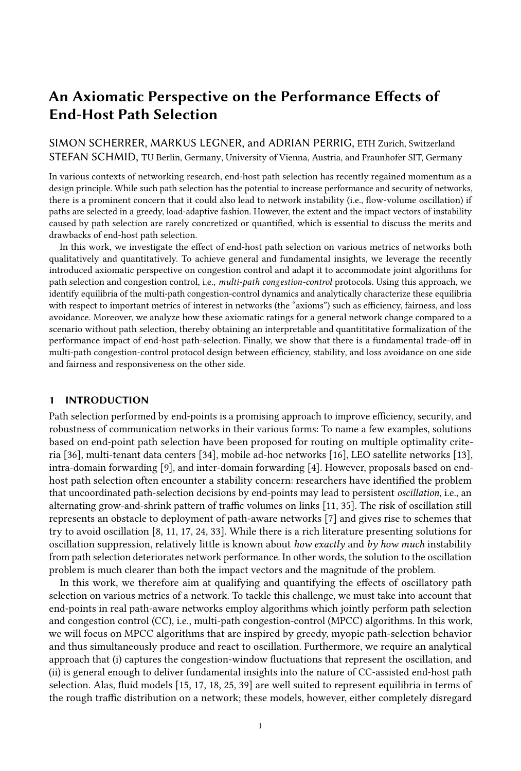# An Axiomatic Perspective on the Performance Effects of End-Host Path Selection

SIMON SCHERRER, MARKUS LEGNER, and ADRIAN PERRIG, ETH Zurich, Switzerland
STEFAN SCHMID, TU Berlin, Germany, University of Vienna, Austria, and Fraunhofer SIT, Germany

In various contexts of networking research, end-host path selection has recently regained momentum as a design principle. While such path selection has the potential to increase performance and security of networks, there is a prominent concern that it could also lead to network instability (i.e., flow-volume oscillation) if paths are selected in a greedy, load-adaptive fashion. However, the extent and the impact vectors of instability caused by path selection are rarely concretized or quantified, which is essential to discuss the merits and drawbacks of end-host path selection.

In this work, we investigate the effect of end-host path selection on various metrics of networks both qualitatively and quantitatively. To achieve general and fundamental insights, we leverage the recently introduced axiomatic perspective on congestion control and adapt it to accommodate joint algorithms for path selection and congestion control, i.e., *multi-path congestion-control* protocols. Using this approach, we identify equilibria of the multi-path congestion-control dynamics and analytically characterize these equilibria with respect to important metrics of interest in networks (the "axioms") such as efficiency, fairness, and loss avoidance. Moreover, we analyze how these axiomatic ratings for a general network change compared to a scenario without path selection, thereby obtaining an interpretable and quantititative formalization of the performance impact of end-host path-selection. Finally, we show that there is a fundamental trade-off in multi-path congestion-control protocol design between efficiency, stability, and loss avoidance on one side and fairness and responsiveness on the other side.

## 1 INTRODUCTION

Path selection performed by end-points is a promising approach to improve efficiency, security, and robustness of communication networks in their various forms: To name a few examples, solutions based on end-point path selection have been proposed for routing on multiple optimality criteria [36], multi-tenant data centers [34], mobile ad-hoc networks [16], LEO satellite networks [13], intra-domain forwarding [9], and inter-domain forwarding [4]. However, proposals based on end-host path selection often encounter a stability concern: researchers have identified the problem that uncoordinated path-selection decisions by end-points may lead to persistent *oscillation*, i.e., an alternating grow-and-shrink pattern of traffic volumes on links [11, 35]. The risk of oscillation still represents an obstacle to deployment of path-aware networks [7] and gives rise to schemes that try to avoid oscillation [8, 11, 17, 24, 33]. While there is a rich literature presenting solutions for oscillation suppression, relatively little is known about *how exactly* and *by how much* instability from path selection deteriorates network performance. In other words, the solution to the oscillation problem is much clearer than both the impact vectors and the magnitude of the problem.

In this work, we therefore aim at qualifying and quantifying the effects of oscillatory path selection on various metrics of a network. To tackle this challenge, we must take into account that end-points in real path-aware networks employ algorithms which jointly perform path selection and congestion control (CC), i.e., multi-path congestion-control (MPCC) algorithms. In this work, we will focus on MPCC algorithms that are inspired by greedy, myopic path-selection behavior and thus simultaneously produce and react to oscillation. Furthermore, we require an analytical approach that (i) captures the congestion-window fluctuations that represent the oscillation, and (ii) is general enough to deliver fundamental insights into the nature of CC-assisted end-host path selection. Alas, fluid models [15, 17, 18, 25, 39] are well suited to represent equilibria in terms of the rough traffic distribution on a network; these models, however, either completely disregard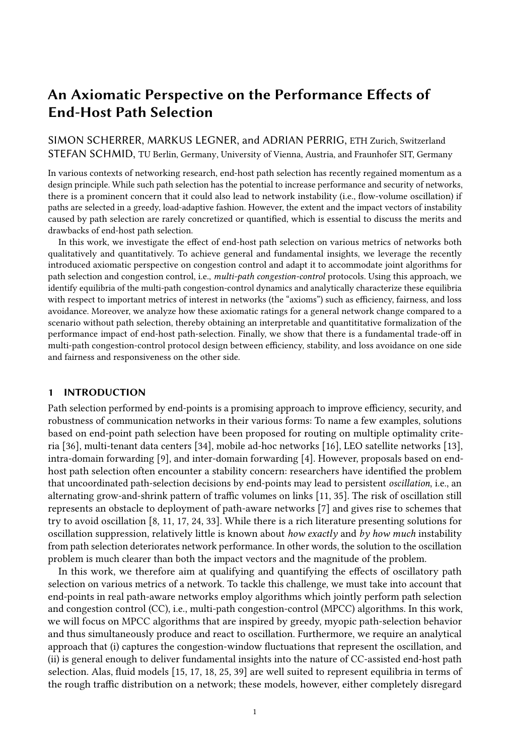# An Axiomatic Perspective on the Performance Effects of End-Host Path Selection

SIMON SCHERRER, MARKUS LEGNER, and ADRIAN PERRIG, ETH Zurich, Switzerland
STEFAN SCHMID, TU Berlin, Germany, University of Vienna, Austria, and Fraunhofer SIT, Germany

In various contexts of networking research, end-host path selection has recently regained momentum as a design principle. While such path selection has the potential to increase performance and security of networks, there is a prominent concern that it could also lead to network instability (i.e., flow-volume oscillation) if paths are selected in a greedy, load-adaptive fashion. However, the extent and the impact vectors of instability caused by path selection are rarely concretized or quantified, which is essential to discuss the merits and drawbacks of end-host path selection.

In this work, we investigate the effect of end-host path selection on various metrics of networks both qualitatively and quantitatively. To achieve general and fundamental insights, we leverage the recently introduced axiomatic perspective on congestion control and adapt it to accommodate joint algorithms for path selection and congestion control, i.e., *multi-path congestion-control* protocols. Using this approach, we identify equilibria of the multi-path congestion-control dynamics and analytically characterize these equilibria with respect to important metrics of interest in networks (the "axioms") such as efficiency, fairness, and loss avoidance. Moreover, we analyze how these axiomatic ratings for a general network change compared to a scenario without path selection, thereby obtaining an interpretable and quantititative formalization of the performance impact of end-host path-selection. Finally, we show that there is a fundamental trade-off in multi-path congestion-control protocol design between efficiency, stability, and loss avoidance on one side and fairness and responsiveness on the other side.

## 1 INTRODUCTION

Path selection performed by end-points is a promising approach to improve efficiency, security, and robustness of communication networks in their various forms: To name a few examples, solutions based on end-point path selection have been proposed for routing on multiple optimality criteria [36], multi-tenant data centers [34], mobile ad-hoc networks [16], LEO satellite networks [13], intra-domain forwarding [9], and inter-domain forwarding [4]. However, proposals based on end-host path selection often encounter a stability concern: researchers have identified the problem that uncoordinated path-selection decisions by end-points may lead to persistent *oscillation*, i.e., an alternating grow-and-shrink pattern of traffic volumes on links [11, 35]. The risk of oscillation still represents an obstacle to deployment of path-aware networks [7] and gives rise to schemes that try to avoid oscillation [8, 11, 17, 24, 33]. While there is a rich literature presenting solutions for oscillation suppression, relatively little is known about *how exactly* and *by how much* instability from path selection deteriorates network performance. In other words, the solution to the oscillation problem is much clearer than both the impact vectors and the magnitude of the problem.

In this work, we therefore aim at qualifying and quantifying the effects of oscillatory path selection on various metrics of a network. To tackle this challenge, we must take into account that end-points in real path-aware networks employ algorithms which jointly perform path selection and congestion control (CC), i.e., multi-path congestion-control (MPCC) algorithms. In this work, we will focus on MPCC algorithms that are inspired by greedy, myopic path-selection behavior and thus simultaneously produce and react to oscillation. Furthermore, we require an analytical approach that (i) captures the congestion-window fluctuations that represent the oscillation, and (ii) is general enough to deliver fundamental insights into the nature of CC-assisted end-host path selection. Alas, fluid models [15, 17, 18, 25, 39] are well suited to represent equilibria in terms of the rough traffic distribution on a network; these models, however, either completely disregard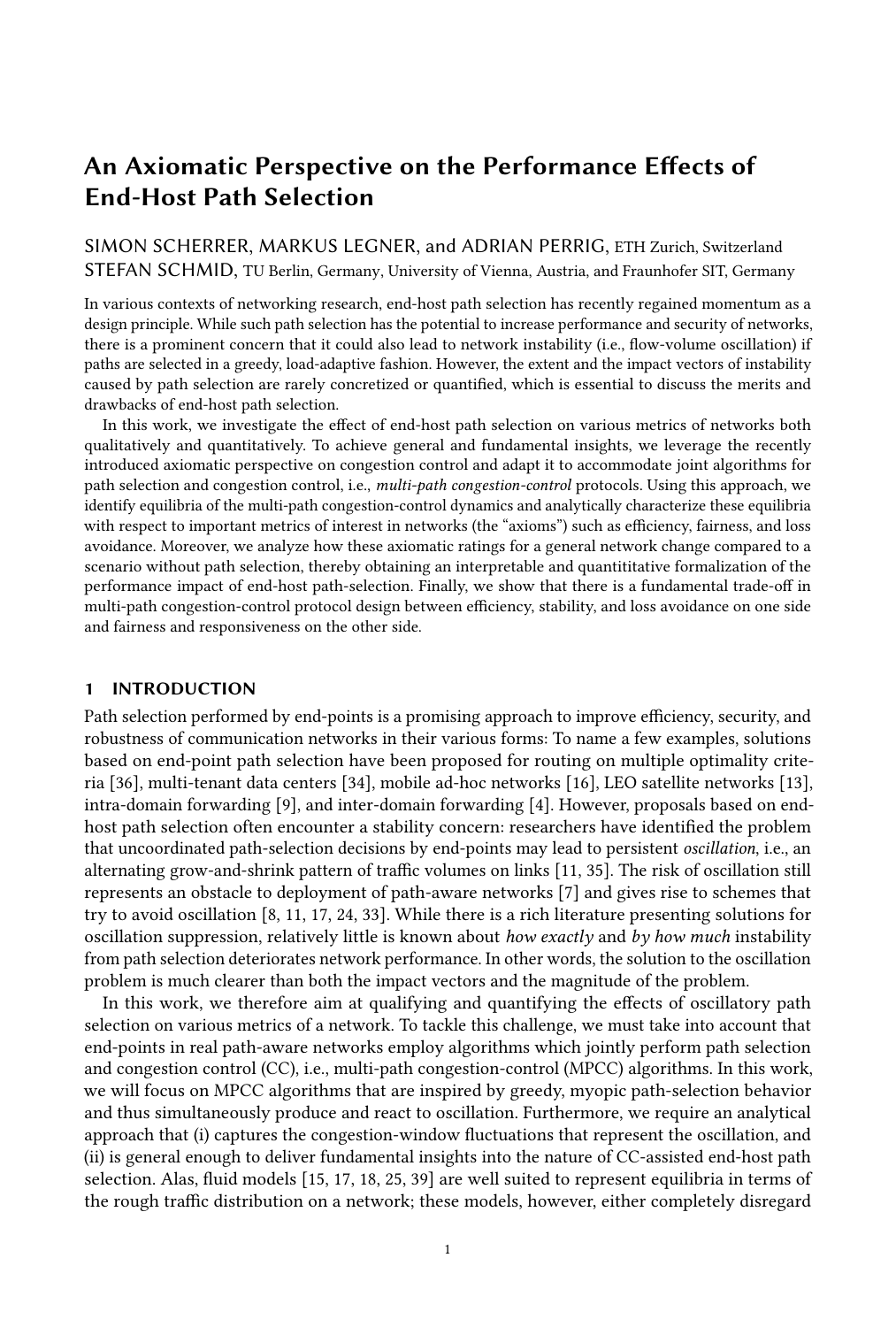# An Axiomatic Perspective on the Performance Effects of End-Host Path Selection

SIMON SCHERRER, MARKUS LEGNER, and ADRIAN PERRIG, ETH Zurich, Switzerland
STEFAN SCHMID, TU Berlin, Germany, University of Vienna, Austria, and Fraunhofer SIT, Germany

In various contexts of networking research, end-host path selection has recently regained momentum as a design principle. While such path selection has the potential to increase performance and security of networks, there is a prominent concern that it could also lead to network instability (i.e., flow-volume oscillation) if paths are selected in a greedy, load-adaptive fashion. However, the extent and the impact vectors of instability caused by path selection are rarely concretized or quantified, which is essential to discuss the merits and drawbacks of end-host path selection.

In this work, we investigate the effect of end-host path selection on various metrics of networks both qualitatively and quantitatively. To achieve general and fundamental insights, we leverage the recently introduced axiomatic perspective on congestion control and adapt it to accommodate joint algorithms for path selection and congestion control, i.e., *multi-path congestion-control* protocols. Using this approach, we identify equilibria of the multi-path congestion-control dynamics and analytically characterize these equilibria with respect to important metrics of interest in networks (the "axioms") such as efficiency, fairness, and loss avoidance. Moreover, we analyze how these axiomatic ratings for a general network change compared to a scenario without path selection, thereby obtaining an interpretable and quantitative formalization of the performance impact of end-host path-selection. Finally, we show that there is a fundamental trade-off in multi-path congestion-control protocol design between efficiency, stability, and loss avoidance on one side and fairness and responsiveness on the other side.

## 1 INTRODUCTION

Path selection performed by end-points is a promising approach to improve efficiency, security, and robustness of communication networks in their various forms: To name a few examples, solutions based on end-point path selection have been proposed for routing on multiple optimality criteria [36], multi-tenant data centers [34], mobile ad-hoc networks [16], LEO satellite networks [13], intra-domain forwarding [9], and inter-domain forwarding [4]. However, proposals based on end-host path selection often encounter a stability concern: researchers have identified the problem that uncoordinated path-selection decisions by end-points may lead to persistent *oscillation*, i.e., an alternating grow-and-shrink pattern of traffic volumes on links [11, 35]. The risk of oscillation still represents an obstacle to deployment of path-aware networks [7] and gives rise to schemes that try to avoid oscillation [8, 11, 17, 24, 33]. While there is a rich literature presenting solutions for oscillation suppression, relatively little is known about *how exactly* and *by how much* instability from path selection deteriorates network performance. In other words, the solution to the oscillation problem is much clearer than both the impact vectors and the magnitude of the problem.

In this work, we therefore aim at qualifying and quantifying the effects of oscillatory path selection on various metrics of a network. To tackle this challenge, we must take into account that end-points in real path-aware networks employ algorithms which jointly perform path selection and congestion control (CC), i.e., multi-path congestion-control (MPCC) algorithms. In this work, we will focus on MPCC algorithms that are inspired by greedy, myopic path-selection behavior and thus simultaneously produce and react to oscillation. Furthermore, we require an analytical approach that (i) captures the congestion-window fluctuations that represent the oscillation, and (ii) is general enough to deliver fundamental insights into the nature of CC-assisted end-host path selection. Alas, fluid models [15, 17, 18, 25, 39] are well suited to represent equilibria in terms of the rough traffic distribution on a network; these models, however, either completely disregard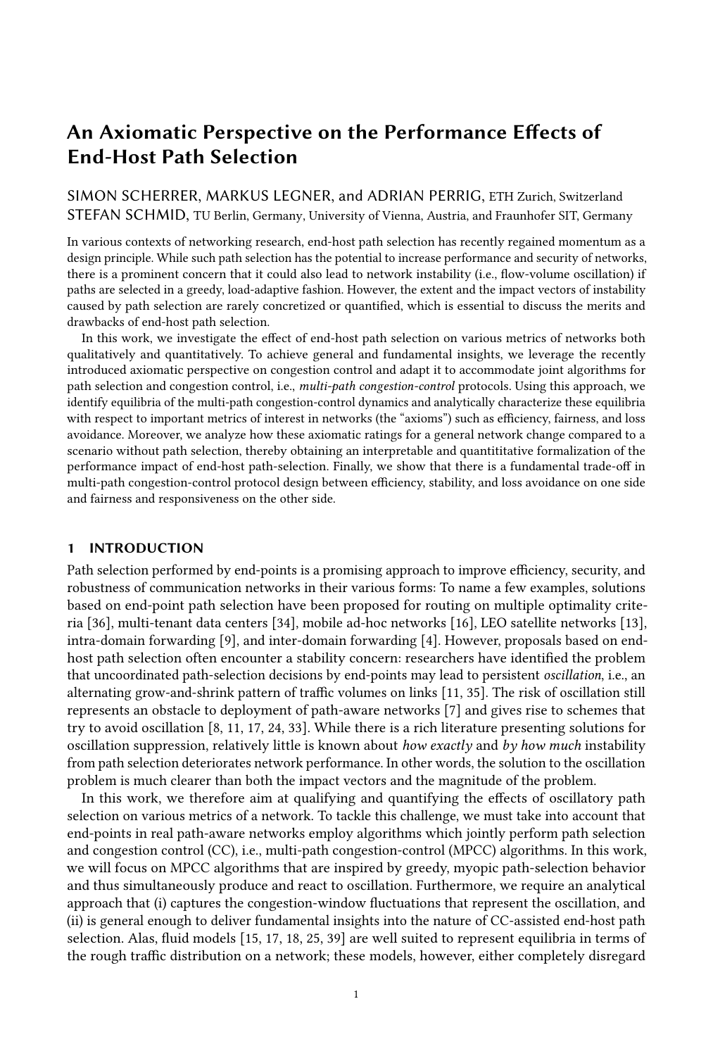# An Axiomatic Perspective on the Performance Effects of End-Host Path Selection

SIMON SCHERRER, MARKUS LEGNER, and ADRIAN PERRIG, ETH Zurich, Switzerland
STEFAN SCHMID, TU Berlin, Germany, University of Vienna, Austria, and Fraunhofer SIT, Germany

In various contexts of networking research, end-host path selection has recently regained momentum as a design principle. While such path selection has the potential to increase performance and security of networks, there is a prominent concern that it could also lead to network instability (i.e., flow-volume oscillation) if paths are selected in a greedy, load-adaptive fashion. However, the extent and the impact vectors of instability caused by path selection are rarely concretized or quantified, which is essential to discuss the merits and drawbacks of end-host path selection.

In this work, we investigate the effect of end-host path selection on various metrics of networks both qualitatively and quantitatively. To achieve general and fundamental insights, we leverage the recently introduced axiomatic perspective on congestion control and adapt it to accommodate joint algorithms for path selection and congestion control, i.e., *multi-path congestion-control* protocols. Using this approach, we identify equilibria of the multi-path congestion-control dynamics and analytically characterize these equilibria with respect to important metrics of interest in networks (the "axioms") such as efficiency, fairness, and loss avoidance. Moreover, we analyze how these axiomatic ratings for a general network change compared to a scenario without path selection, thereby obtaining an interpretable and quantititative formalization of the performance impact of end-host path-selection. Finally, we show that there is a fundamental trade-off in multi-path congestion-control protocol design between efficiency, stability, and loss avoidance on one side and fairness and responsiveness on the other side.

## 1 INTRODUCTION

Path selection performed by end-points is a promising approach to improve efficiency, security, and robustness of communication networks in their various forms: To name a few examples, solutions based on end-point path selection have been proposed for routing on multiple optimality criteria [36], multi-tenant data centers [34], mobile ad-hoc networks [16], LEO satellite networks [13], intra-domain forwarding [9], and inter-domain forwarding [4]. However, proposals based on end-host path selection often encounter a stability concern: researchers have identified the problem that uncoordinated path-selection decisions by end-points may lead to persistent *oscillation*, i.e., an alternating grow-and-shrink pattern of traffic volumes on links [11, 35]. The risk of oscillation still represents an obstacle to deployment of path-aware networks [7] and gives rise to schemes that try to avoid oscillation [8, 11, 17, 24, 33]. While there is a rich literature presenting solutions for oscillation suppression, relatively little is known about *how exactly* and *by how much* instability from path selection deteriorates network performance. In other words, the solution to the oscillation problem is much clearer than both the impact vectors and the magnitude of the problem.

In this work, we therefore aim at qualifying and quantifying the effects of oscillatory path selection on various metrics of a network. To tackle this challenge, we must take into account that end-points in real path-aware networks employ algorithms which jointly perform path selection and congestion control (CC), i.e., multi-path congestion-control (MPCC) algorithms. In this work, we will focus on MPCC algorithms that are inspired by greedy, myopic path-selection behavior and thus simultaneously produce and react to oscillation. Furthermore, we require an analytical approach that (i) captures the congestion-window fluctuations that represent the oscillation, and (ii) is general enough to deliver fundamental insights into the nature of CC-assisted end-host path selection. Alas, fluid models [15, 17, 18, 25, 39] are well suited to represent equilibria in terms of the rough traffic distribution on a network; these models, however, either completely disregard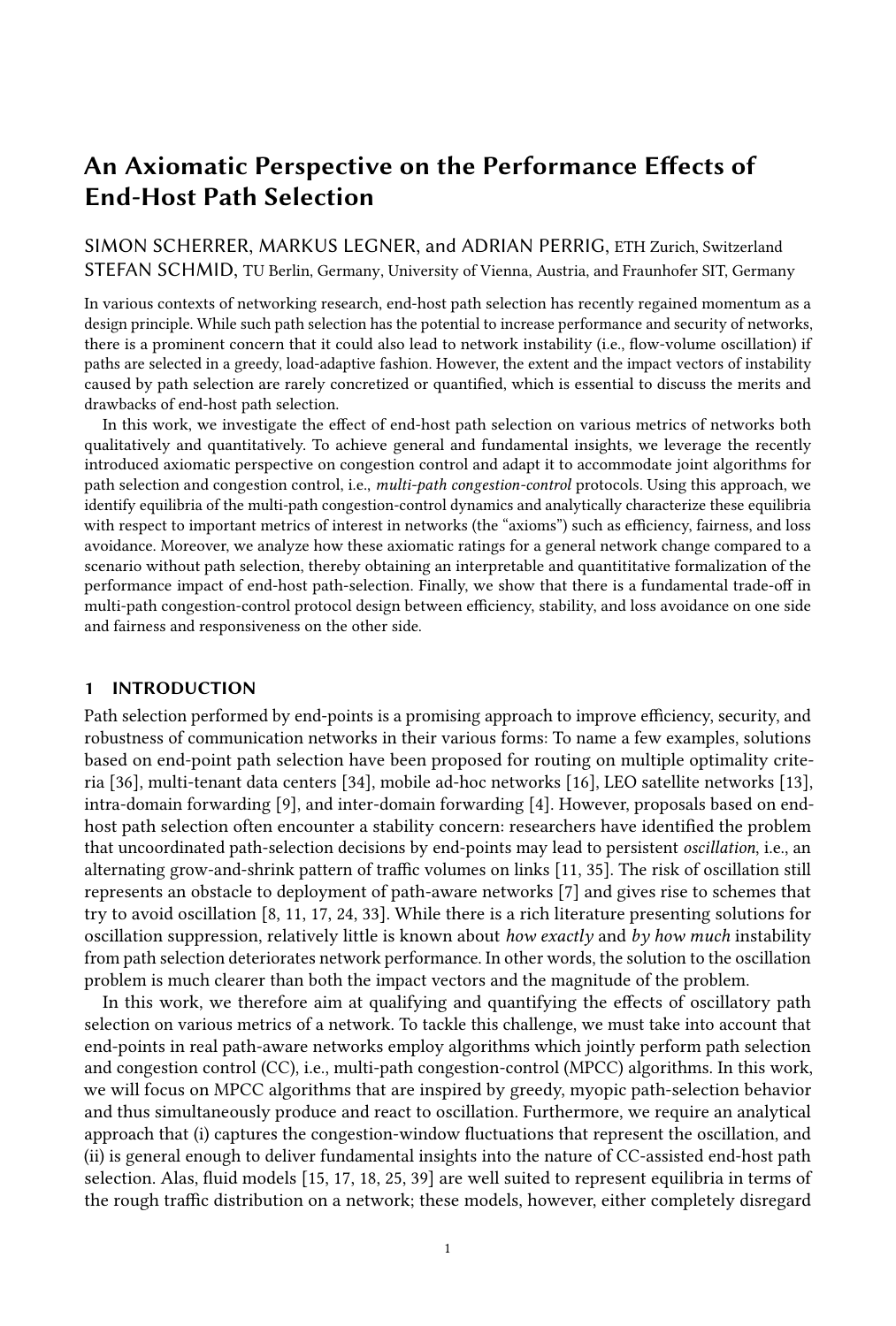# An Axiomatic Perspective on the Performance Effects of End-Host Path Selection

SIMON SCHERRER, MARKUS LEGNER, and ADRIAN PERRIG, ETH Zurich, Switzerland
STEFAN SCHMID, TU Berlin, Germany, University of Vienna, Austria, and Fraunhofer SIT, Germany

In various contexts of networking research, end-host path selection has recently regained momentum as a design principle. While such path selection has the potential to increase performance and security of networks, there is a prominent concern that it could also lead to network instability (i.e., flow-volume oscillation) if paths are selected in a greedy, load-adaptive fashion. However, the extent and the impact vectors of instability caused by path selection are rarely concretized or quantified, which is essential to discuss the merits and drawbacks of end-host path selection.

In this work, we investigate the effect of end-host path selection on various metrics of networks both qualitatively and quantitatively. To achieve general and fundamental insights, we leverage the recently introduced axiomatic perspective on congestion control and adapt it to accommodate joint algorithms for path selection and congestion control, i.e., *multi-path congestion-control* protocols. Using this approach, we identify equilibria of the multi-path congestion-control dynamics and analytically characterize these equilibria with respect to important metrics of interest in networks (the "axioms") such as efficiency, fairness, and loss avoidance. Moreover, we analyze how these axiomatic ratings for a general network change compared to a scenario without path selection, thereby obtaining an interpretable and quantititative formalization of the performance impact of end-host path-selection. Finally, we show that there is a fundamental trade-off in multi-path congestion-control protocol design between efficiency, stability, and loss avoidance on one side and fairness and responsiveness on the other side.

## 1 INTRODUCTION

Path selection performed by end-points is a promising approach to improve efficiency, security, and robustness of communication networks in their various forms: To name a few examples, solutions based on end-point path selection have been proposed for routing on multiple optimality criteria [36], multi-tenant data centers [34], mobile ad-hoc networks [16], LEO satellite networks [13], intra-domain forwarding [9], and inter-domain forwarding [4]. However, proposals based on end-host path selection often encounter a stability concern: researchers have identified the problem that uncoordinated path-selection decisions by end-points may lead to persistent *oscillation*, i.e., an alternating grow-and-shrink pattern of traffic volumes on links [11, 35]. The risk of oscillation still represents an obstacle to deployment of path-aware networks [7] and gives rise to schemes that try to avoid oscillation [8, 11, 17, 24, 33]. While there is a rich literature presenting solutions for oscillation suppression, relatively little is known about *how exactly* and *by how much* instability from path selection deteriorates network performance. In other words, the solution to the oscillation problem is much clearer than both the impact vectors and the magnitude of the problem.

In this work, we therefore aim at qualifying and quantifying the effects of oscillatory path selection on various metrics of a network. To tackle this challenge, we must take into account that end-points in real path-aware networks employ algorithms which jointly perform path selection and congestion control (CC), i.e., multi-path congestion-control (MPCC) algorithms. In this work, we will focus on MPCC algorithms that are inspired by greedy, myopic path-selection behavior and thus simultaneously produce and react to oscillation. Furthermore, we require an analytical approach that (i) captures the congestion-window fluctuations that represent the oscillation, and (ii) is general enough to deliver fundamental insights into the nature of CC-assisted end-host path selection. Alas, fluid models [15, 17, 18, 25, 39] are well suited to represent equilibria in terms of the rough traffic distribution on a network; these models, however, either completely disregard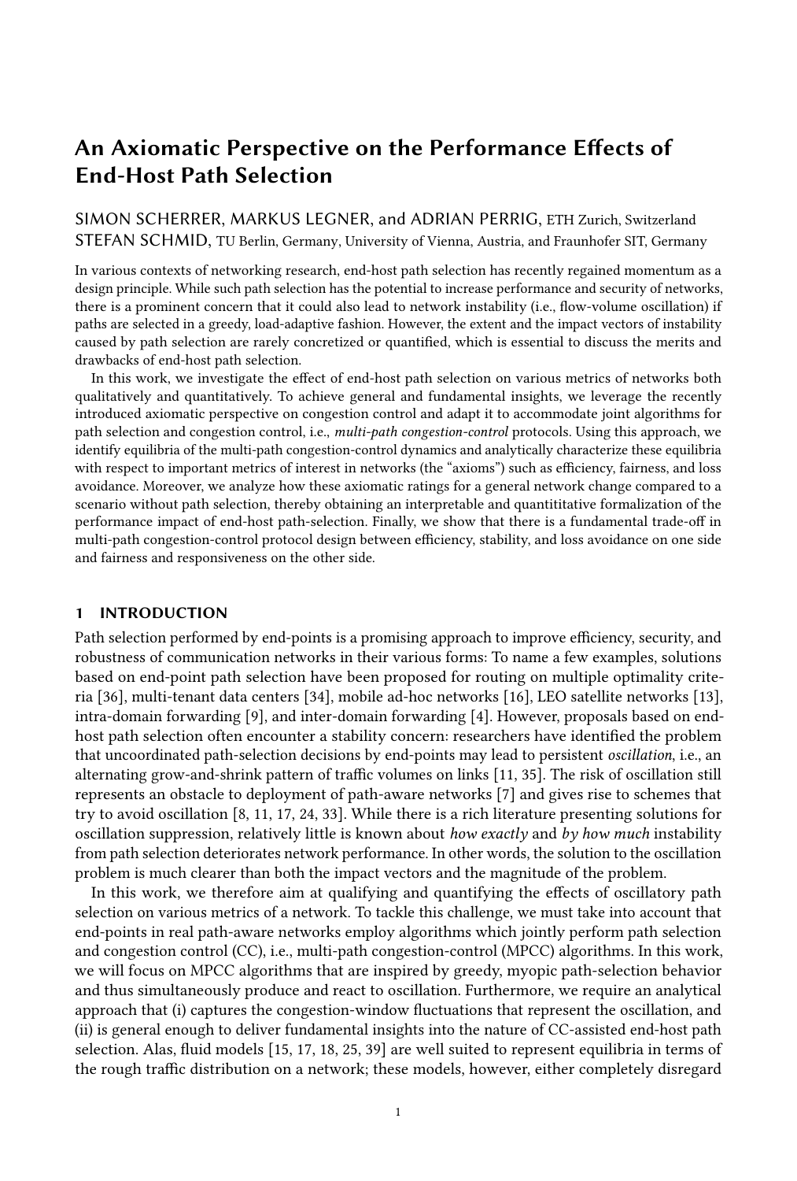# An Axiomatic Perspective on the Performance Effects of End-Host Path Selection

SIMON SCHERRER, MARKUS LEGNER, and ADRIAN PERRIG, ETH Zurich, Switzerland
STEFAN SCHMID, TU Berlin, Germany, University of Vienna, Austria, and Fraunhofer SIT, Germany

In various contexts of networking research, end-host path selection has recently regained momentum as a design principle. While such path selection has the potential to increase performance and security of networks, there is a prominent concern that it could also lead to network instability (i.e., flow-volume oscillation) if paths are selected in a greedy, load-adaptive fashion. However, the extent and the impact vectors of instability caused by path selection are rarely concretized or quantified, which is essential to discuss the merits and drawbacks of end-host path selection.

In this work, we investigate the effect of end-host path selection on various metrics of networks both qualitatively and quantitatively. To achieve general and fundamental insights, we leverage the recently introduced axiomatic perspective on congestion control and adapt it to accommodate joint algorithms for path selection and congestion control, i.e., *multi-path congestion-control* protocols. Using this approach, we identify equilibria of the multi-path congestion-control dynamics and analytically characterize these equilibria with respect to important metrics of interest in networks (the "axioms") such as efficiency, fairness, and loss avoidance. Moreover, we analyze how these axiomatic ratings for a general network change compared to a scenario without path selection, thereby obtaining an interpretable and quantititative formalization of the performance impact of end-host path-selection. Finally, we show that there is a fundamental trade-off in multi-path congestion-control protocol design between efficiency, stability, and loss avoidance on one side and fairness and responsiveness on the other side.

## 1 INTRODUCTION

Path selection performed by end-points is a promising approach to improve efficiency, security, and robustness of communication networks in their various forms: To name a few examples, solutions based on end-point path selection have been proposed for routing on multiple optimality criteria [36], multi-tenant data centers [34], mobile ad-hoc networks [16], LEO satellite networks [13], intra-domain forwarding [9], and inter-domain forwarding [4]. However, proposals based on end-host path selection often encounter a stability concern: researchers have identified the problem that uncoordinated path-selection decisions by end-points may lead to persistent *oscillation*, i.e., an alternating grow-and-shrink pattern of traffic volumes on links [11, 35]. The risk of oscillation still represents an obstacle to deployment of path-aware networks [7] and gives rise to schemes that try to avoid oscillation [8, 11, 17, 24, 33]. While there is a rich literature presenting solutions for oscillation suppression, relatively little is known about *how exactly* and *by how much* instability from path selection deteriorates network performance. In other words, the solution to the oscillation problem is much clearer than both the impact vectors and the magnitude of the problem.

In this work, we therefore aim at qualifying and quantifying the effects of oscillatory path selection on various metrics of a network. To tackle this challenge, we must take into account that end-points in real path-aware networks employ algorithms which jointly perform path selection and congestion control (CC), i.e., multi-path congestion-control (MPCC) algorithms. In this work, we will focus on MPCC algorithms that are inspired by greedy, myopic path-selection behavior and thus simultaneously produce and react to oscillation. Furthermore, we require an analytical approach that (i) captures the congestion-window fluctuations that represent the oscillation, and (ii) is general enough to deliver fundamental insights into the nature of CC-assisted end-host path selection. Alas, fluid models [15, 17, 18, 25, 39] are well suited to represent equilibria in terms of the rough traffic distribution on a network; these models, however, either completely disregard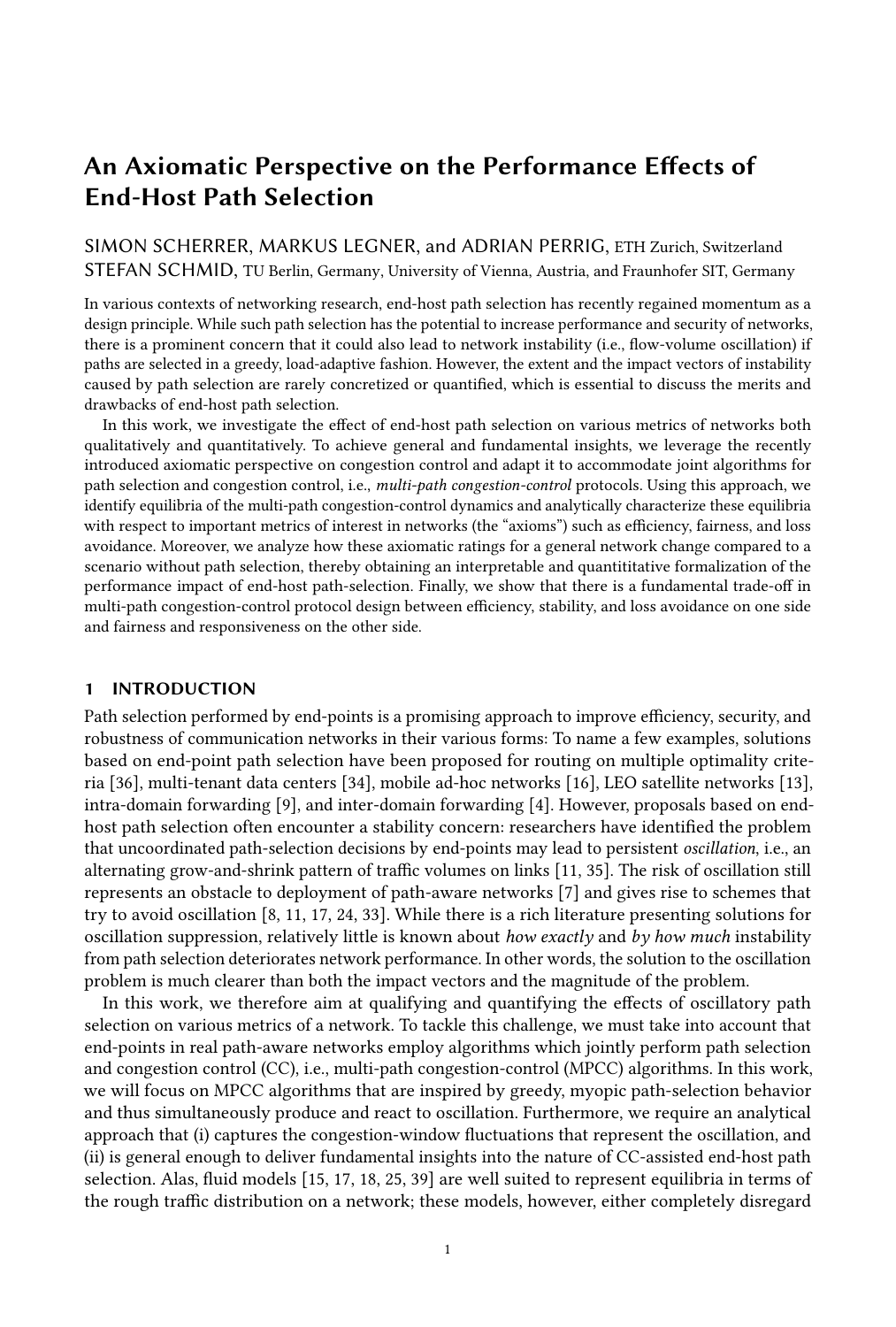# An Axiomatic Perspective on the Performance Effects of End-Host Path Selection

SIMON SCHERRER, MARKUS LEGNER, and ADRIAN PERRIG, ETH Zurich, Switzerland
STEFAN SCHMID, TU Berlin, Germany, University of Vienna, Austria, and Fraunhofer SIT, Germany

In various contexts of networking research, end-host path selection has recently regained momentum as a design principle. While such path selection has the potential to increase performance and security of networks, there is a prominent concern that it could also lead to network instability (i.e., flow-volume oscillation) if paths are selected in a greedy, load-adaptive fashion. However, the extent and the impact vectors of instability caused by path selection are rarely concretized or quantified, which is essential to discuss the merits and drawbacks of end-host path selection.

In this work, we investigate the effect of end-host path selection on various metrics of networks both qualitatively and quantitatively. To achieve general and fundamental insights, we leverage the recently introduced axiomatic perspective on congestion control and adapt it to accommodate joint algorithms for path selection and congestion control, i.e., *multi-path congestion-control* protocols. Using this approach, we identify equilibria of the multi-path congestion-control dynamics and analytically characterize these equilibria with respect to important metrics of interest in networks (the "axioms") such as efficiency, fairness, and loss avoidance. Moreover, we analyze how these axiomatic ratings for a general network change compared to a scenario without path selection, thereby obtaining an interpretable and quantitative formalization of the performance impact of end-host path-selection. Finally, we show that there is a fundamental trade-off in multi-path congestion-control protocol design between efficiency, stability, and loss avoidance on one side and fairness and responsiveness on the other side.

## 1 INTRODUCTION

Path selection performed by end-points is a promising approach to improve efficiency, security, and robustness of communication networks in their various forms: To name a few examples, solutions based on end-point path selection have been proposed for routing on multiple optimality criteria [36], multi-tenant data centers [34], mobile ad-hoc networks [16], LEO satellite networks [13], intra-domain forwarding [9], and inter-domain forwarding [4]. However, proposals based on end-host path selection often encounter a stability concern: researchers have identified the problem that uncoordinated path-selection decisions by end-points may lead to persistent *oscillation*, i.e., an alternating grow-and-shrink pattern of traffic volumes on links [11, 35]. The risk of oscillation still represents an obstacle to deployment of path-aware networks [7] and gives rise to schemes that try to avoid oscillation [8, 11, 17, 24, 33]. While there is a rich literature presenting solutions for oscillation suppression, relatively little is known about *how exactly* and *by how much* instability from path selection deteriorates network performance. In other words, the solution to the oscillation problem is much clearer than both the impact vectors and the magnitude of the problem.

In this work, we therefore aim at qualifying and quantifying the effects of oscillatory path selection on various metrics of a network. To tackle this challenge, we must take into account that end-points in real path-aware networks employ algorithms which jointly perform path selection and congestion control (CC), i.e., multi-path congestion-control (MPCC) algorithms. In this work, we will focus on MPCC algorithms that are inspired by greedy, myopic path-selection behavior and thus simultaneously produce and react to oscillation. Furthermore, we require an analytical approach that (i) captures the congestion-window fluctuations that represent the oscillation, and (ii) is general enough to deliver fundamental insights into the nature of CC-assisted end-host path selection. Alas, fluid models [15, 17, 18, 25, 39] are well suited to represent equilibria in terms of the rough traffic distribution on a network; these models, however, either completely disregard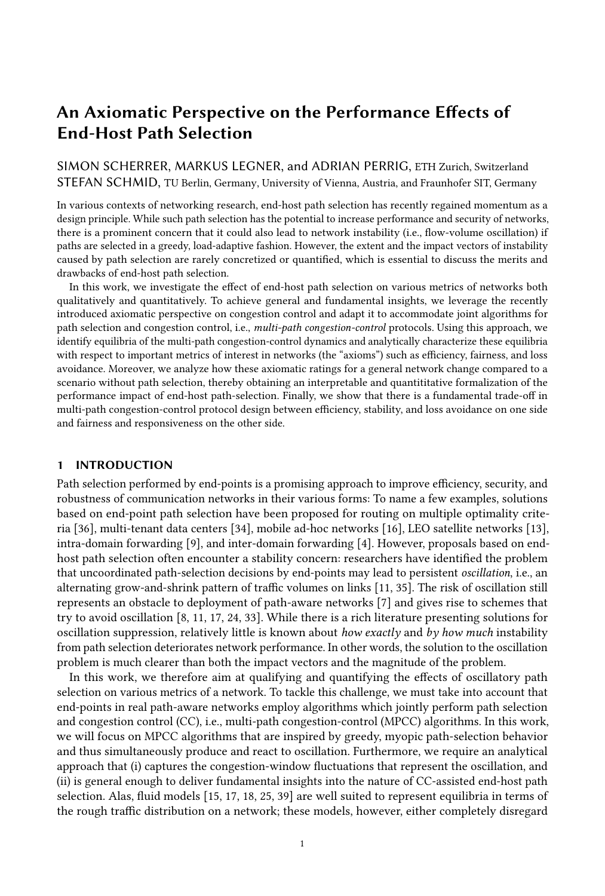# An Axiomatic Perspective on the Performance Effects of End-Host Path Selection

SIMON SCHERRER, MARKUS LEGNER, and ADRIAN PERRIG, ETH Zurich, Switzerland
STEFAN SCHMID, TU Berlin, Germany, University of Vienna, Austria, and Fraunhofer SIT, Germany

In various contexts of networking research, end-host path selection has recently regained momentum as a design principle. While such path selection has the potential to increase performance and security of networks, there is a prominent concern that it could also lead to network instability (i.e., flow-volume oscillation) if paths are selected in a greedy, load-adaptive fashion. However, the extent and the impact vectors of instability caused by path selection are rarely concretized or quantified, which is essential to discuss the merits and drawbacks of end-host path selection.

In this work, we investigate the effect of end-host path selection on various metrics of networks both qualitatively and quantitatively. To achieve general and fundamental insights, we leverage the recently introduced axiomatic perspective on congestion control and adapt it to accommodate joint algorithms for path selection and congestion control, i.e., *multi-path congestion-control* protocols. Using this approach, we identify equilibria of the multi-path congestion-control dynamics and analytically characterize these equilibria with respect to important metrics of interest in networks (the "axioms") such as efficiency, fairness, and loss avoidance. Moreover, we analyze how these axiomatic ratings for a general network change compared to a scenario without path selection, thereby obtaining an interpretable and quantititative formalization of the performance impact of end-host path-selection. Finally, we show that there is a fundamental trade-off in multi-path congestion-control protocol design between efficiency, stability, and loss avoidance on one side and fairness and responsiveness on the other side.

## 1 INTRODUCTION

Path selection performed by end-points is a promising approach to improve efficiency, security, and robustness of communication networks in their various forms: To name a few examples, solutions based on end-point path selection have been proposed for routing on multiple optimality criteria [36], multi-tenant data centers [34], mobile ad-hoc networks [16], LEO satellite networks [13], intra-domain forwarding [9], and inter-domain forwarding [4]. However, proposals based on end-host path selection often encounter a stability concern: researchers have identified the problem that uncoordinated path-selection decisions by end-points may lead to persistent *oscillation*, i.e., an alternating grow-and-shrink pattern of traffic volumes on links [11, 35]. The risk of oscillation still represents an obstacle to deployment of path-aware networks [7] and gives rise to schemes that try to avoid oscillation [8, 11, 17, 24, 33]. While there is a rich literature presenting solutions for oscillation suppression, relatively little is known about *how exactly* and *by how much* instability from path selection deteriorates network performance. In other words, the solution to the oscillation problem is much clearer than both the impact vectors and the magnitude of the problem.

In this work, we therefore aim at qualifying and quantifying the effects of oscillatory path selection on various metrics of a network. To tackle this challenge, we must take into account that end-points in real path-aware networks employ algorithms which jointly perform path selection and congestion control (CC), i.e., multi-path congestion-control (MPCC) algorithms. In this work, we will focus on MPCC algorithms that are inspired by greedy, myopic path-selection behavior and thus simultaneously produce and react to oscillation. Furthermore, we require an analytical approach that (i) captures the congestion-window fluctuations that represent the oscillation, and (ii) is general enough to deliver fundamental insights into the nature of CC-assisted end-host path selection. Alas, fluid models [15, 17, 18, 25, 39] are well suited to represent equilibria in terms of the rough traffic distribution on a network; these models, however, either completely disregard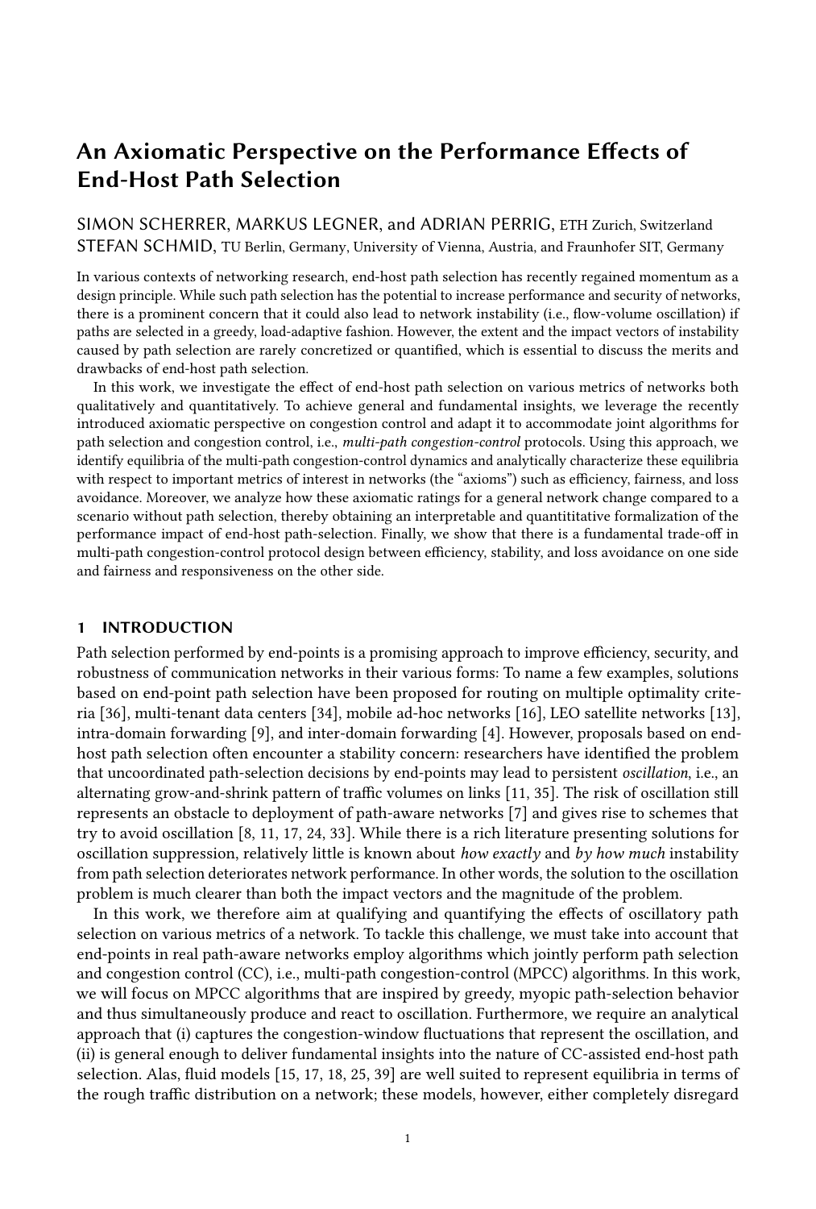# An Axiomatic Perspective on the Performance Effects of End-Host Path Selection

SIMON SCHERRER, MARKUS LEGNER, and ADRIAN PERRIG, ETH Zurich, Switzerland
STEFAN SCHMID, TU Berlin, Germany, University of Vienna, Austria, and Fraunhofer SIT, Germany

In various contexts of networking research, end-host path selection has recently regained momentum as a design principle. While such path selection has the potential to increase performance and security of networks, there is a prominent concern that it could also lead to network instability (i.e., flow-volume oscillation) if paths are selected in a greedy, load-adaptive fashion. However, the extent and the impact vectors of instability caused by path selection are rarely concretized or quantified, which is essential to discuss the merits and drawbacks of end-host path selection.

In this work, we investigate the effect of end-host path selection on various metrics of networks both qualitatively and quantitatively. To achieve general and fundamental insights, we leverage the recently introduced axiomatic perspective on congestion control and adapt it to accommodate joint algorithms for path selection and congestion control, i.e., *multi-path congestion-control* protocols. Using this approach, we identify equilibria of the multi-path congestion-control dynamics and analytically characterize these equilibria with respect to important metrics of interest in networks (the "axioms") such as efficiency, fairness, and loss avoidance. Moreover, we analyze how these axiomatic ratings for a general network change compared to a scenario without path selection, thereby obtaining an interpretable and quantititative formalization of the performance impact of end-host path-selection. Finally, we show that there is a fundamental trade-off in multi-path congestion-control protocol design between efficiency, stability, and loss avoidance on one side and fairness and responsiveness on the other side.

## 1 INTRODUCTION

Path selection performed by end-points is a promising approach to improve efficiency, security, and robustness of communication networks in their various forms: To name a few examples, solutions based on end-point path selection have been proposed for routing on multiple optimality criteria [36], multi-tenant data centers [34], mobile ad-hoc networks [16], LEO satellite networks [13], intra-domain forwarding [9], and inter-domain forwarding [4]. However, proposals based on end-host path selection often encounter a stability concern: researchers have identified the problem that uncoordinated path-selection decisions by end-points may lead to persistent *oscillation*, i.e., an alternating grow-and-shrink pattern of traffic volumes on links [11, 35]. The risk of oscillation still represents an obstacle to deployment of path-aware networks [7] and gives rise to schemes that try to avoid oscillation [8, 11, 17, 24, 33]. While there is a rich literature presenting solutions for oscillation suppression, relatively little is known about *how exactly* and *by how much* instability from path selection deteriorates network performance. In other words, the solution to the oscillation problem is much clearer than both the impact vectors and the magnitude of the problem.

In this work, we therefore aim at qualifying and quantifying the effects of oscillatory path selection on various metrics of a network. To tackle this challenge, we must take into account that end-points in real path-aware networks employ algorithms which jointly perform path selection and congestion control (CC), i.e., multi-path congestion-control (MPCC) algorithms. In this work, we will focus on MPCC algorithms that are inspired by greedy, myopic path-selection behavior and thus simultaneously produce and react to oscillation. Furthermore, we require an analytical approach that (i) captures the congestion-window fluctuations that represent the oscillation, and (ii) is general enough to deliver fundamental insights into the nature of CC-assisted end-host path selection. Alas, fluid models [15, 17, 18, 25, 39] are well suited to represent equilibria in terms of the rough traffic distribution on a network; these models, however, either completely disregard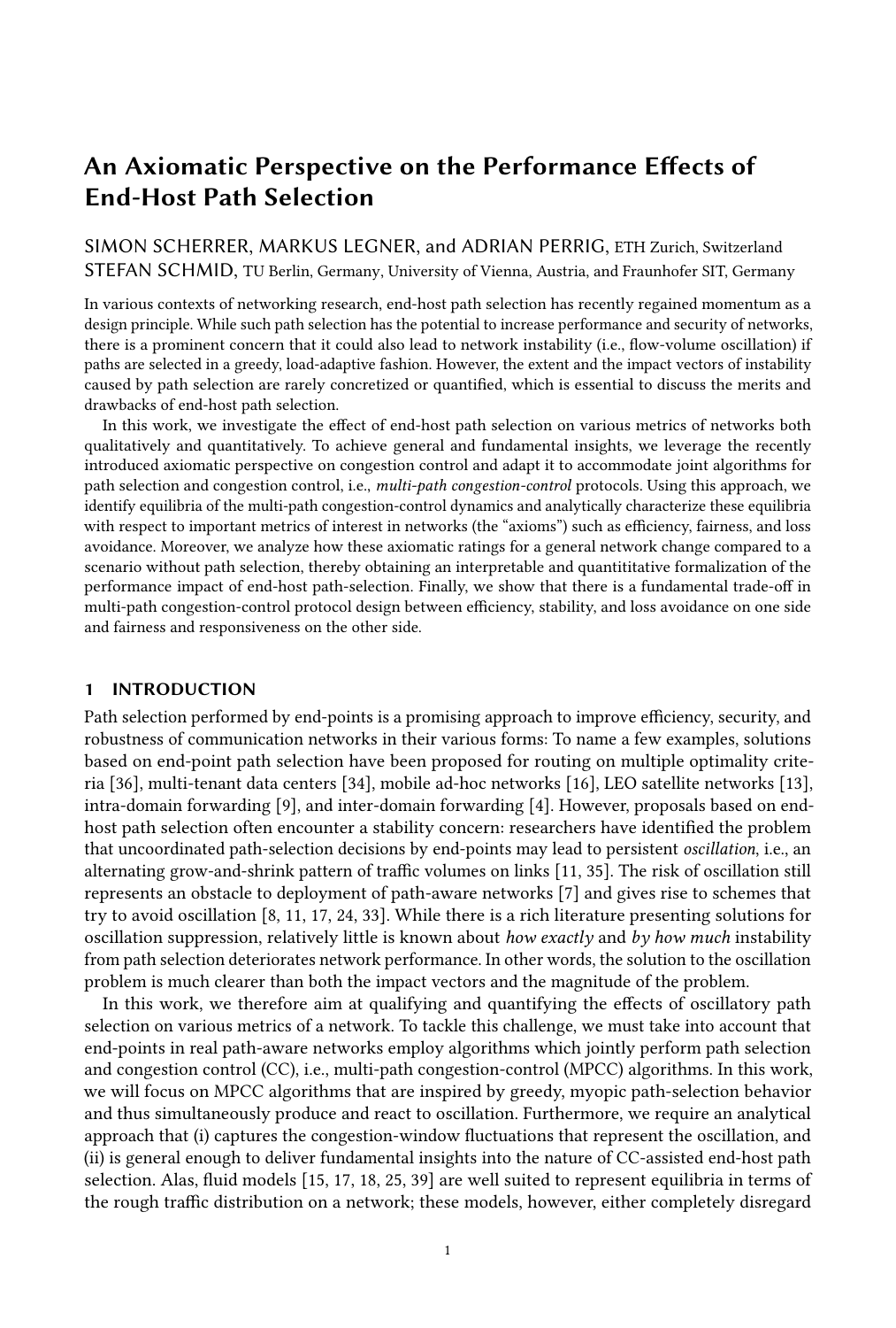# An Axiomatic Perspective on the Performance Effects of End-Host Path Selection

SIMON SCHERRER, MARKUS LEGNER, and ADRIAN PERRIG, ETH Zurich, Switzerland
STEFAN SCHMID, TU Berlin, Germany, University of Vienna, Austria, and Fraunhofer SIT, Germany

In various contexts of networking research, end-host path selection has recently regained momentum as a design principle. While such path selection has the potential to increase performance and security of networks, there is a prominent concern that it could also lead to network instability (i.e., flow-volume oscillation) if paths are selected in a greedy, load-adaptive fashion. However, the extent and the impact vectors of instability caused by path selection are rarely concretized or quantified, which is essential to discuss the merits and drawbacks of end-host path selection.

In this work, we investigate the effect of end-host path selection on various metrics of networks both qualitatively and quantitatively. To achieve general and fundamental insights, we leverage the recently introduced axiomatic perspective on congestion control and adapt it to accommodate joint algorithms for path selection and congestion control, i.e., *multi-path congestion-control* protocols. Using this approach, we identify equilibria of the multi-path congestion-control dynamics and analytically characterize these equilibria with respect to important metrics of interest in networks (the "axioms") such as efficiency, fairness, and loss avoidance. Moreover, we analyze how these axiomatic ratings for a general network change compared to a scenario without path selection, thereby obtaining an interpretable and quantitative formalization of the performance impact of end-host path-selection. Finally, we show that there is a fundamental trade-off in multi-path congestion-control protocol design between efficiency, stability, and loss avoidance on one side and fairness and responsiveness on the other side.

## 1 INTRODUCTION

Path selection performed by end-points is a promising approach to improve efficiency, security, and robustness of communication networks in their various forms: To name a few examples, solutions based on end-point path selection have been proposed for routing on multiple optimality criteria [36], multi-tenant data centers [34], mobile ad-hoc networks [16], LEO satellite networks [13], intra-domain forwarding [9], and inter-domain forwarding [4]. However, proposals based on end-host path selection often encounter a stability concern: researchers have identified the problem that uncoordinated path-selection decisions by end-points may lead to persistent *oscillation*, i.e., an alternating grow-and-shrink pattern of traffic volumes on links [11, 35]. The risk of oscillation still represents an obstacle to deployment of path-aware networks [7] and gives rise to schemes that try to avoid oscillation [8, 11, 17, 24, 33]. While there is a rich literature presenting solutions for oscillation suppression, relatively little is known about *how exactly* and *by how much* instability from path selection deteriorates network performance. In other words, the solution to the oscillation problem is much clearer than both the impact vectors and the magnitude of the problem.

In this work, we therefore aim at qualifying and quantifying the effects of oscillatory path selection on various metrics of a network. To tackle this challenge, we must take into account that end-points in real path-aware networks employ algorithms which jointly perform path selection and congestion control (CC), i.e., multi-path congestion-control (MPCC) algorithms. In this work, we will focus on MPCC algorithms that are inspired by greedy, myopic path-selection behavior and thus simultaneously produce and react to oscillation. Furthermore, we require an analytical approach that (i) captures the congestion-window fluctuations that represent the oscillation, and (ii) is general enough to deliver fundamental insights into the nature of CC-assisted end-host path selection. Alas, fluid models [15, 17, 18, 25, 39] are well suited to represent equilibria in terms of the rough traffic distribution on a network; these models, however, either completely disregard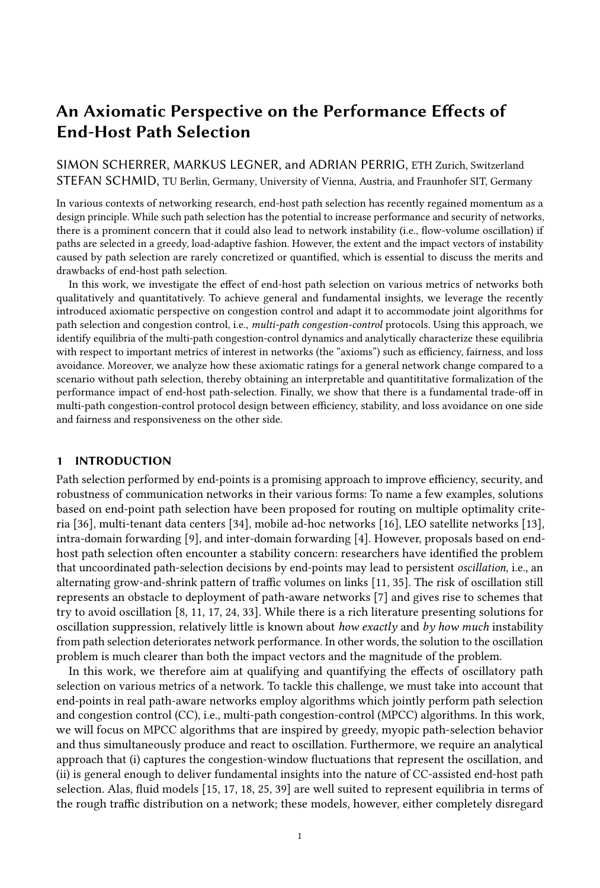# An Axiomatic Perspective on the Performance Effects of End-Host Path Selection

SIMON SCHERRER, MARKUS LEGNER, and ADRIAN PERRIG, ETH Zurich, Switzerland
STEFAN SCHMID, TU Berlin, Germany, University of Vienna, Austria, and Fraunhofer SIT, Germany

In various contexts of networking research, end-host path selection has recently regained momentum as a design principle. While such path selection has the potential to increase performance and security of networks, there is a prominent concern that it could also lead to network instability (i.e., flow-volume oscillation) if paths are selected in a greedy, load-adaptive fashion. However, the extent and the impact vectors of instability caused by path selection are rarely concretized or quantified, which is essential to discuss the merits and drawbacks of end-host path selection.

In this work, we investigate the effect of end-host path selection on various metrics of networks both qualitatively and quantitatively. To achieve general and fundamental insights, we leverage the recently introduced axiomatic perspective on congestion control and adapt it to accommodate joint algorithms for path selection and congestion control, i.e., *multi-path congestion-control* protocols. Using this approach, we identify equilibria of the multi-path congestion-control dynamics and analytically characterize these equilibria with respect to important metrics of interest in networks (the "axioms") such as efficiency, fairness, and loss avoidance. Moreover, we analyze how these axiomatic ratings for a general network change compared to a scenario without path selection, thereby obtaining an interpretable and quantititative formalization of the performance impact of end-host path-selection. Finally, we show that there is a fundamental trade-off in multi-path congestion-control protocol design between efficiency, stability, and loss avoidance on one side and fairness and responsiveness on the other side.

## 1 INTRODUCTION

Path selection performed by end-points is a promising approach to improve efficiency, security, and robustness of communication networks in their various forms: To name a few examples, solutions based on end-point path selection have been proposed for routing on multiple optimality criteria [36], multi-tenant data centers [34], mobile ad-hoc networks [16], LEO satellite networks [13], intra-domain forwarding [9], and inter-domain forwarding [4]. However, proposals based on end-host path selection often encounter a stability concern: researchers have identified the problem that uncoordinated path-selection decisions by end-points may lead to persistent *oscillation*, i.e., an alternating grow-and-shrink pattern of traffic volumes on links [11, 35]. The risk of oscillation still represents an obstacle to deployment of path-aware networks [7] and gives rise to schemes that try to avoid oscillation [8, 11, 17, 24, 33]. While there is a rich literature presenting solutions for oscillation suppression, relatively little is known about *how exactly* and *by how much* instability from path selection deteriorates network performance. In other words, the solution to the oscillation problem is much clearer than both the impact vectors and the magnitude of the problem.

In this work, we therefore aim at qualifying and quantifying the effects of oscillatory path selection on various metrics of a network. To tackle this challenge, we must take into account that end-points in real path-aware networks employ algorithms which jointly perform path selection and congestion control (CC), i.e., multi-path congestion-control (MPCC) algorithms. In this work, we will focus on MPCC algorithms that are inspired by greedy, myopic path-selection behavior and thus simultaneously produce and react to oscillation. Furthermore, we require an analytical approach that (i) captures the congestion-window fluctuations that represent the oscillation, and (ii) is general enough to deliver fundamental insights into the nature of CC-assisted end-host path selection. Alas, fluid models [15, 17, 18, 25, 39] are well suited to represent equilibria in terms of the rough traffic distribution on a network; these models, however, either completely disregard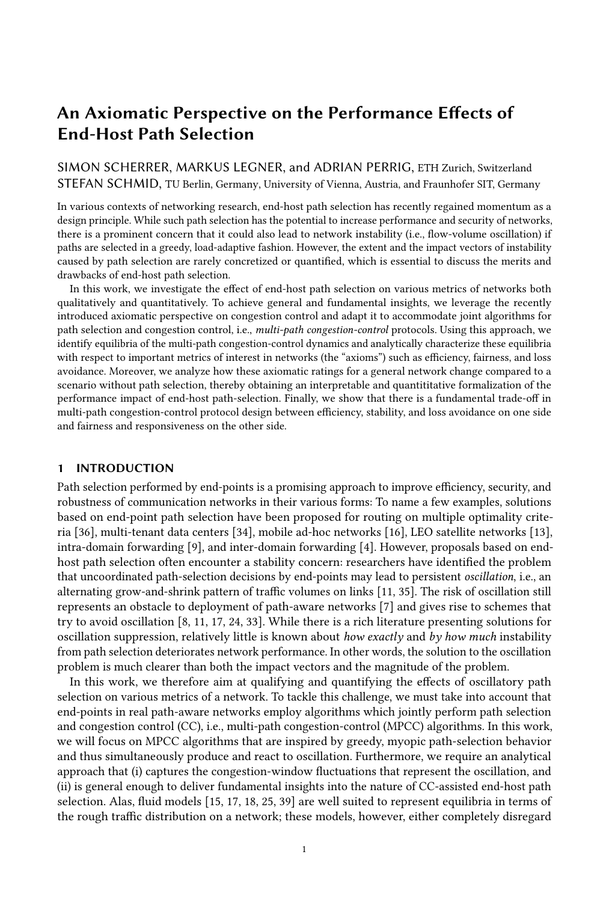# An Axiomatic Perspective on the Performance Effects of End-Host Path Selection

SIMON SCHERRER, MARKUS LEGNER, and ADRIAN PERRIG, ETH Zurich, Switzerland
STEFAN SCHMID, TU Berlin, Germany, University of Vienna, Austria, and Fraunhofer SIT, Germany

In various contexts of networking research, end-host path selection has recently regained momentum as a design principle. While such path selection has the potential to increase performance and security of networks, there is a prominent concern that it could also lead to network instability (i.e., flow-volume oscillation) if paths are selected in a greedy, load-adaptive fashion. However, the extent and the impact vectors of instability caused by path selection are rarely concretized or quantified, which is essential to discuss the merits and drawbacks of end-host path selection.

In this work, we investigate the effect of end-host path selection on various metrics of networks both qualitatively and quantitatively. To achieve general and fundamental insights, we leverage the recently introduced axiomatic perspective on congestion control and adapt it to accommodate joint algorithms for path selection and congestion control, i.e., *multi-path congestion-control* protocols. Using this approach, we identify equilibria of the multi-path congestion-control dynamics and analytically characterize these equilibria with respect to important metrics of interest in networks (the "axioms") such as efficiency, fairness, and loss avoidance. Moreover, we analyze how these axiomatic ratings for a general network change compared to a scenario without path selection, thereby obtaining an interpretable and quantititative formalization of the performance impact of end-host path-selection. Finally, we show that there is a fundamental trade-off in multi-path congestion-control protocol design between efficiency, stability, and loss avoidance on one side and fairness and responsiveness on the other side.

## 1 INTRODUCTION

Path selection performed by end-points is a promising approach to improve efficiency, security, and robustness of communication networks in their various forms: To name a few examples, solutions based on end-point path selection have been proposed for routing on multiple optimality criteria [36], multi-tenant data centers [34], mobile ad-hoc networks [16], LEO satellite networks [13], intra-domain forwarding [9], and inter-domain forwarding [4]. However, proposals based on end-host path selection often encounter a stability concern: researchers have identified the problem that uncoordinated path-selection decisions by end-points may lead to persistent *oscillation*, i.e., an alternating grow-and-shrink pattern of traffic volumes on links [11, 35]. The risk of oscillation still represents an obstacle to deployment of path-aware networks [7] and gives rise to schemes that try to avoid oscillation [8, 11, 17, 24, 33]. While there is a rich literature presenting solutions for oscillation suppression, relatively little is known about *how exactly* and *by how much* instability from path selection deteriorates network performance. In other words, the solution to the oscillation problem is much clearer than both the impact vectors and the magnitude of the problem.

In this work, we therefore aim at qualifying and quantifying the effects of oscillatory path selection on various metrics of a network. To tackle this challenge, we must take into account that end-points in real path-aware networks employ algorithms which jointly perform path selection and congestion control (CC), i.e., multi-path congestion-control (MPCC) algorithms. In this work, we will focus on MPCC algorithms that are inspired by greedy, myopic path-selection behavior and thus simultaneously produce and react to oscillation. Furthermore, we require an analytical approach that (i) captures the congestion-window fluctuations that represent the oscillation, and (ii) is general enough to deliver fundamental insights into the nature of CC-assisted end-host path selection. Alas, fluid models [15, 17, 18, 25, 39] are well suited to represent equilibria in terms of the rough traffic distribution on a network; these models, however, either completely disregard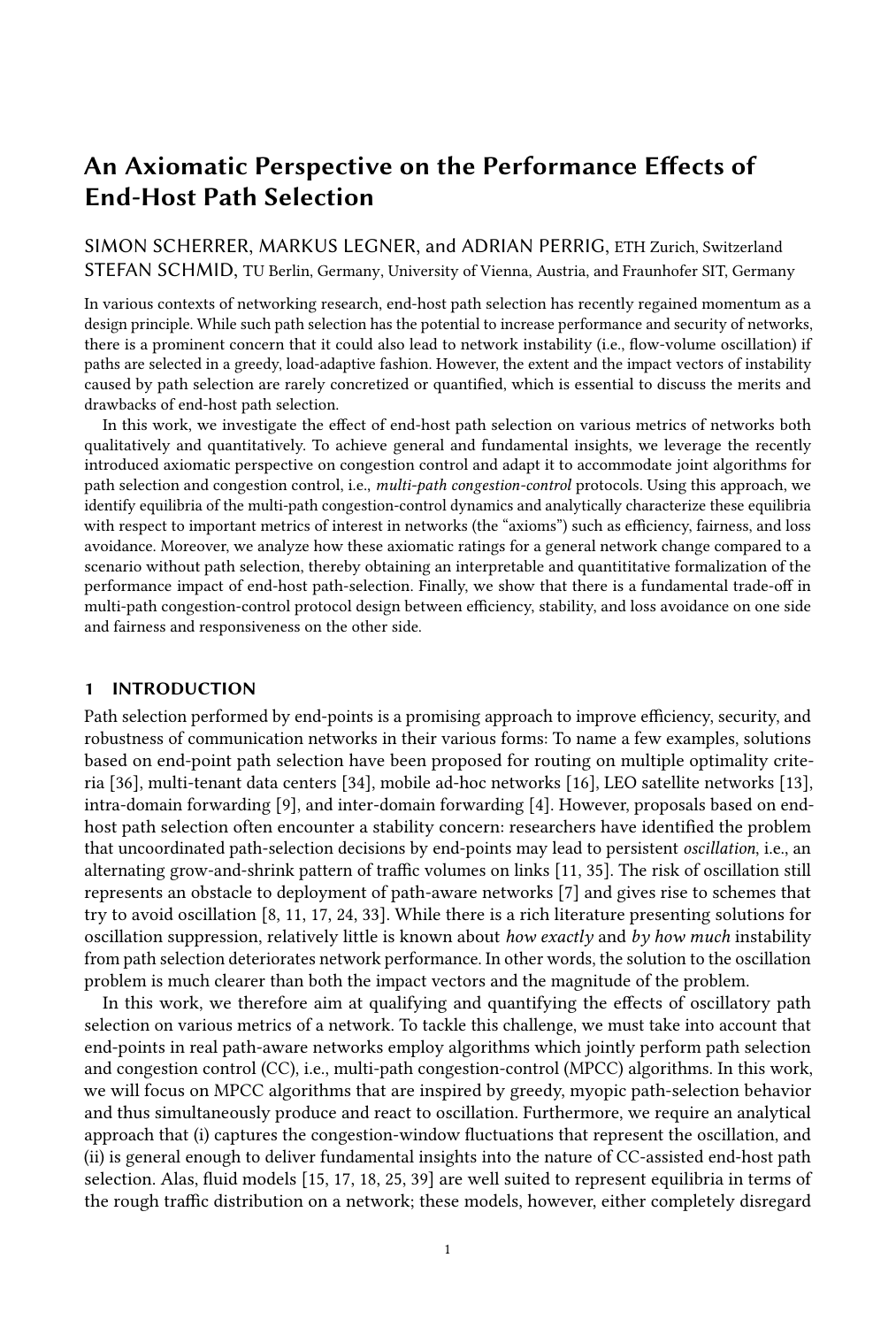# An Axiomatic Perspective on the Performance Effects of End-Host Path Selection

SIMON SCHERRER, MARKUS LEGNER, and ADRIAN PERRIG, ETH Zurich, Switzerland
STEFAN SCHMID, TU Berlin, Germany, University of Vienna, Austria, and Fraunhofer SIT, Germany

In various contexts of networking research, end-host path selection has recently regained momentum as a design principle. While such path selection has the potential to increase performance and security of networks, there is a prominent concern that it could also lead to network instability (i.e., flow-volume oscillation) if paths are selected in a greedy, load-adaptive fashion. However, the extent and the impact vectors of instability caused by path selection are rarely concretized or quantified, which is essential to discuss the merits and drawbacks of end-host path selection.

In this work, we investigate the effect of end-host path selection on various metrics of networks both qualitatively and quantitatively. To achieve general and fundamental insights, we leverage the recently introduced axiomatic perspective on congestion control and adapt it to accommodate joint algorithms for path selection and congestion control, i.e., *multi-path congestion-control* protocols. Using this approach, we identify equilibria of the multi-path congestion-control dynamics and analytically characterize these equilibria with respect to important metrics of interest in networks (the "axioms") such as efficiency, fairness, and loss avoidance. Moreover, we analyze how these axiomatic ratings for a general network change compared to a scenario without path selection, thereby obtaining an interpretable and quantititative formalization of the performance impact of end-host path-selection. Finally, we show that there is a fundamental trade-off in multi-path congestion-control protocol design between efficiency, stability, and loss avoidance on one side and fairness and responsiveness on the other side.

## 1 INTRODUCTION

Path selection performed by end-points is a promising approach to improve efficiency, security, and robustness of communication networks in their various forms: To name a few examples, solutions based on end-point path selection have been proposed for routing on multiple optimality criteria [36], multi-tenant data centers [34], mobile ad-hoc networks [16], LEO satellite networks [13], intra-domain forwarding [9], and inter-domain forwarding [4]. However, proposals based on end-host path selection often encounter a stability concern: researchers have identified the problem that uncoordinated path-selection decisions by end-points may lead to persistent *oscillation*, i.e., an alternating grow-and-shrink pattern of traffic volumes on links [11, 35]. The risk of oscillation still represents an obstacle to deployment of path-aware networks [7] and gives rise to schemes that try to avoid oscillation [8, 11, 17, 24, 33]. While there is a rich literature presenting solutions for oscillation suppression, relatively little is known about *how exactly* and *by how much* instability from path selection deteriorates network performance. In other words, the solution to the oscillation problem is much clearer than both the impact vectors and the magnitude of the problem.

In this work, we therefore aim at qualifying and quantifying the effects of oscillatory path selection on various metrics of a network. To tackle this challenge, we must take into account that end-points in real path-aware networks employ algorithms which jointly perform path selection and congestion control (CC), i.e., multi-path congestion-control (MPCC) algorithms. In this work, we will focus on MPCC algorithms that are inspired by greedy, myopic path-selection behavior and thus simultaneously produce and react to oscillation. Furthermore, we require an analytical approach that (i) captures the congestion-window fluctuations that represent the oscillation, and (ii) is general enough to deliver fundamental insights into the nature of CC-assisted end-host path selection. Alas, fluid models [15, 17, 18, 25, 39] are well suited to represent equilibria in terms of the rough traffic distribution on a network; these models, however, either completely disregard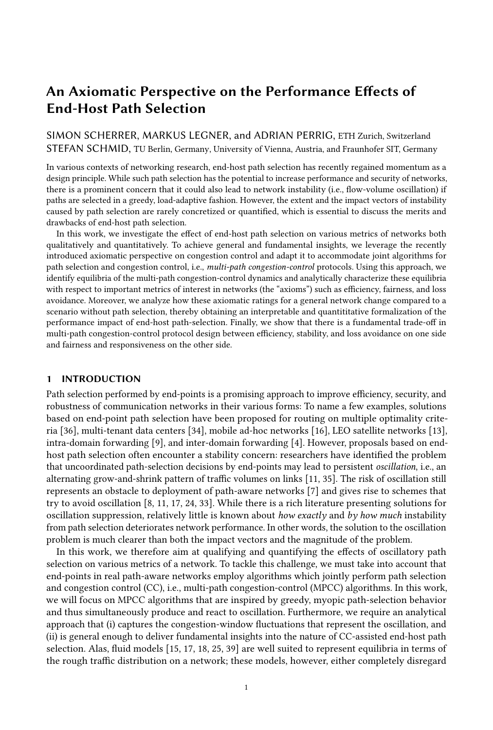# An Axiomatic Perspective on the Performance Effects of End-Host Path Selection

SIMON SCHERRER, MARKUS LEGNER, and ADRIAN PERRIG, ETH Zurich, Switzerland
STEFAN SCHMID, TU Berlin, Germany, University of Vienna, Austria, and Fraunhofer SIT, Germany

In various contexts of networking research, end-host path selection has recently regained momentum as a design principle. While such path selection has the potential to increase performance and security of networks, there is a prominent concern that it could also lead to network instability (i.e., flow-volume oscillation) if paths are selected in a greedy, load-adaptive fashion. However, the extent and the impact vectors of instability caused by path selection are rarely concretized or quantified, which is essential to discuss the merits and drawbacks of end-host path selection.

In this work, we investigate the effect of end-host path selection on various metrics of networks both qualitatively and quantitatively. To achieve general and fundamental insights, we leverage the recently introduced axiomatic perspective on congestion control and adapt it to accommodate joint algorithms for path selection and congestion control, i.e., *multi-path congestion-control* protocols. Using this approach, we identify equilibria of the multi-path congestion-control dynamics and analytically characterize these equilibria with respect to important metrics of interest in networks (the "axioms") such as efficiency, fairness, and loss avoidance. Moreover, we analyze how these axiomatic ratings for a general network change compared to a scenario without path selection, thereby obtaining an interpretable and quantititative formalization of the performance impact of end-host path-selection. Finally, we show that there is a fundamental trade-off in multi-path congestion-control protocol design between efficiency, stability, and loss avoidance on one side and fairness and responsiveness on the other side.

## 1 INTRODUCTION

Path selection performed by end-points is a promising approach to improve efficiency, security, and robustness of communication networks in their various forms: To name a few examples, solutions based on end-point path selection have been proposed for routing on multiple optimality criteria [36], multi-tenant data centers [34], mobile ad-hoc networks [16], LEO satellite networks [13], intra-domain forwarding [9], and inter-domain forwarding [4]. However, proposals based on end-host path selection often encounter a stability concern: researchers have identified the problem that uncoordinated path-selection decisions by end-points may lead to persistent *oscillation*, i.e., an alternating grow-and-shrink pattern of traffic volumes on links [11, 35]. The risk of oscillation still represents an obstacle to deployment of path-aware networks [7] and gives rise to schemes that try to avoid oscillation [8, 11, 17, 24, 33]. While there is a rich literature presenting solutions for oscillation suppression, relatively little is known about *how exactly* and *by how much* instability from path selection deteriorates network performance. In other words, the solution to the oscillation problem is much clearer than both the impact vectors and the magnitude of the problem.

In this work, we therefore aim at qualifying and quantifying the effects of oscillatory path selection on various metrics of a network. To tackle this challenge, we must take into account that end-points in real path-aware networks employ algorithms which jointly perform path selection and congestion control (CC), i.e., multi-path congestion-control (MPCC) algorithms. In this work, we will focus on MPCC algorithms that are inspired by greedy, myopic path-selection behavior and thus simultaneously produce and react to oscillation. Furthermore, we require an analytical approach that (i) captures the congestion-window fluctuations that represent the oscillation, and (ii) is general enough to deliver fundamental insights into the nature of CC-assisted end-host path selection. Alas, fluid models [15, 17, 18, 25, 39] are well suited to represent equilibria in terms of the rough traffic distribution on a network; these models, however, either completely disregard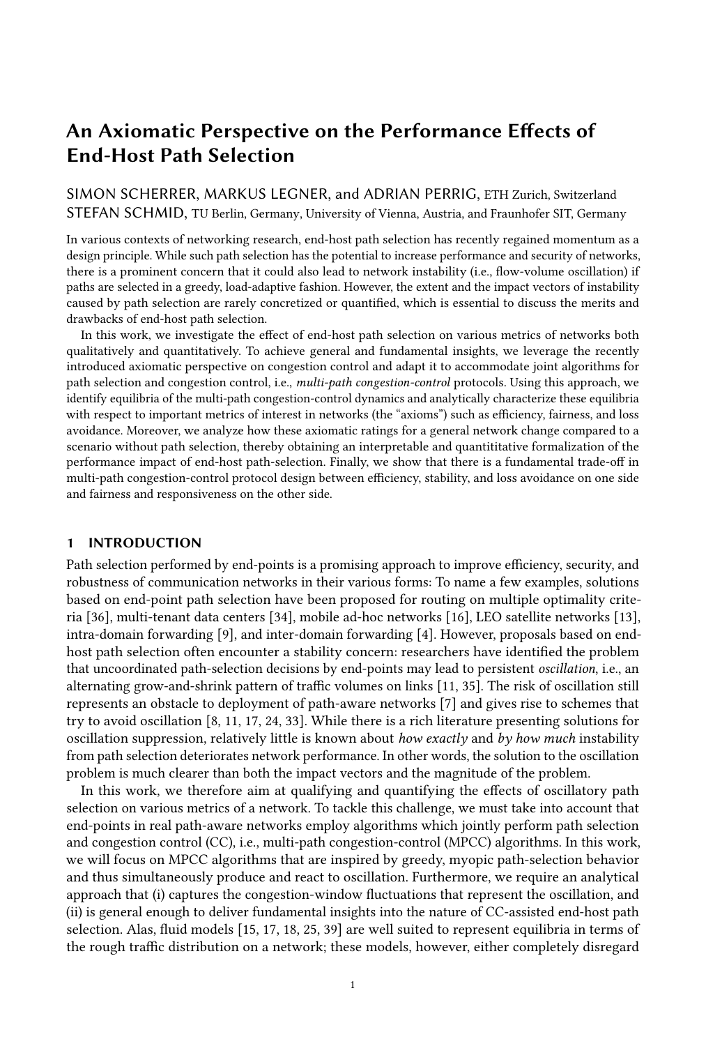# An Axiomatic Perspective on the Performance Effects of End-Host Path Selection

SIMON SCHERRER, MARKUS LEGNER, and ADRIAN PERRIG, ETH Zurich, Switzerland
STEFAN SCHMID, TU Berlin, Germany, University of Vienna, Austria, and Fraunhofer SIT, Germany

In various contexts of networking research, end-host path selection has recently regained momentum as a design principle. While such path selection has the potential to increase performance and security of networks, there is a prominent concern that it could also lead to network instability (i.e., flow-volume oscillation) if paths are selected in a greedy, load-adaptive fashion. However, the extent and the impact vectors of instability caused by path selection are rarely concretized or quantified, which is essential to discuss the merits and drawbacks of end-host path selection.

In this work, we investigate the effect of end-host path selection on various metrics of networks both qualitatively and quantitatively. To achieve general and fundamental insights, we leverage the recently introduced axiomatic perspective on congestion control and adapt it to accommodate joint algorithms for path selection and congestion control, i.e., *multi-path congestion-control* protocols. Using this approach, we identify equilibria of the multi-path congestion-control dynamics and analytically characterize these equilibria with respect to important metrics of interest in networks (the "axioms") such as efficiency, fairness, and loss avoidance. Moreover, we analyze how these axiomatic ratings for a general network change compared to a scenario without path selection, thereby obtaining an interpretable and quantititative formalization of the performance impact of end-host path-selection. Finally, we show that there is a fundamental trade-off in multi-path congestion-control protocol design between efficiency, stability, and loss avoidance on one side and fairness and responsiveness on the other side.

## 1 INTRODUCTION

Path selection performed by end-points is a promising approach to improve efficiency, security, and robustness of communication networks in their various forms: To name a few examples, solutions based on end-point path selection have been proposed for routing on multiple optimality criteria [36], multi-tenant data centers [34], mobile ad-hoc networks [16], LEO satellite networks [13], intra-domain forwarding [9], and inter-domain forwarding [4]. However, proposals based on end-host path selection often encounter a stability concern: researchers have identified the problem that uncoordinated path-selection decisions by end-points may lead to persistent *oscillation*, i.e., an alternating grow-and-shrink pattern of traffic volumes on links [11, 35]. The risk of oscillation still represents an obstacle to deployment of path-aware networks [7] and gives rise to schemes that try to avoid oscillation [8, 11, 17, 24, 33]. While there is a rich literature presenting solutions for oscillation suppression, relatively little is known about *how exactly* and *by how much* instability from path selection deteriorates network performance. In other words, the solution to the oscillation problem is much clearer than both the impact vectors and the magnitude of the problem.

In this work, we therefore aim at qualifying and quantifying the effects of oscillatory path selection on various metrics of a network. To tackle this challenge, we must take into account that end-points in real path-aware networks employ algorithms which jointly perform path selection and congestion control (CC), i.e., multi-path congestion-control (MPCC) algorithms. In this work, we will focus on MPCC algorithms that are inspired by greedy, myopic path-selection behavior and thus simultaneously produce and react to oscillation. Furthermore, we require an analytical approach that (i) captures the congestion-window fluctuations that represent the oscillation, and (ii) is general enough to deliver fundamental insights into the nature of CC-assisted end-host path selection. Alas, fluid models [15, 17, 18, 25, 39] are well suited to represent equilibria in terms of the rough traffic distribution on a network; these models, however, either completely disregard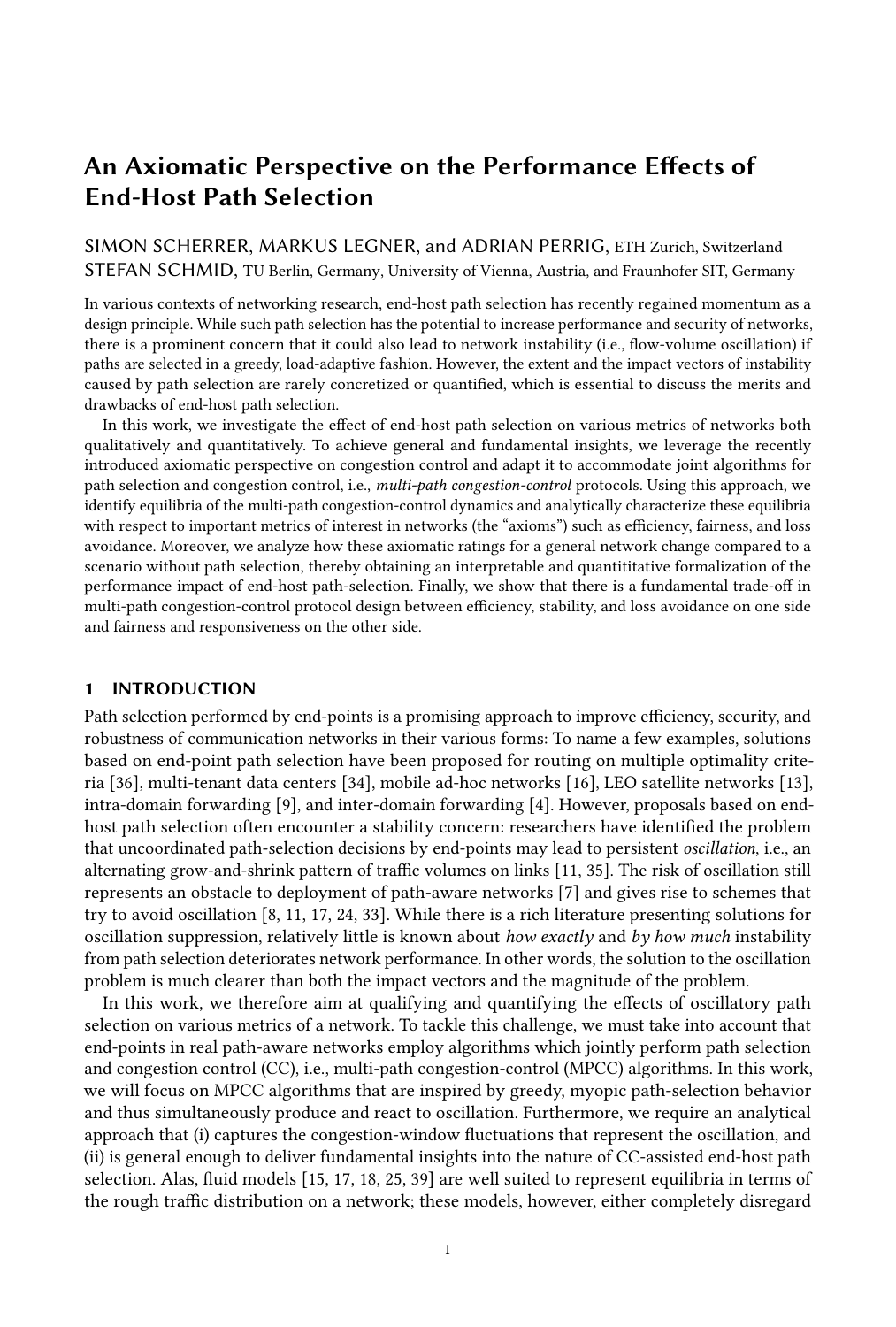# An Axiomatic Perspective on the Performance Effects of End-Host Path Selection

SIMON SCHERRER, MARKUS LEGNER, and ADRIAN PERRIG, ETH Zurich, Switzerland
STEFAN SCHMID, TU Berlin, Germany, University of Vienna, Austria, and Fraunhofer SIT, Germany

In various contexts of networking research, end-host path selection has recently regained momentum as a design principle. While such path selection has the potential to increase performance and security of networks, there is a prominent concern that it could also lead to network instability (i.e., flow-volume oscillation) if paths are selected in a greedy, load-adaptive fashion. However, the extent and the impact vectors of instability caused by path selection are rarely concretized or quantified, which is essential to discuss the merits and drawbacks of end-host path selection.

In this work, we investigate the effect of end-host path selection on various metrics of networks both qualitatively and quantitatively. To achieve general and fundamental insights, we leverage the recently introduced axiomatic perspective on congestion control and adapt it to accommodate joint algorithms for path selection and congestion control, i.e., *multi-path congestion-control* protocols. Using this approach, we identify equilibria of the multi-path congestion-control dynamics and analytically characterize these equilibria with respect to important metrics of interest in networks (the "axioms") such as efficiency, fairness, and loss avoidance. Moreover, we analyze how these axiomatic ratings for a general network change compared to a scenario without path selection, thereby obtaining an interpretable and quantititative formalization of the performance impact of end-host path-selection. Finally, we show that there is a fundamental trade-off in multi-path congestion-control protocol design between efficiency, stability, and loss avoidance on one side and fairness and responsiveness on the other side.

## 1 INTRODUCTION

Path selection performed by end-points is a promising approach to improve efficiency, security, and robustness of communication networks in their various forms: To name a few examples, solutions based on end-point path selection have been proposed for routing on multiple optimality criteria [36], multi-tenant data centers [34], mobile ad-hoc networks [16], LEO satellite networks [13], intra-domain forwarding [9], and inter-domain forwarding [4]. However, proposals based on end-host path selection often encounter a stability concern: researchers have identified the problem that uncoordinated path-selection decisions by end-points may lead to persistent *oscillation*, i.e., an alternating grow-and-shrink pattern of traffic volumes on links [11, 35]. The risk of oscillation still represents an obstacle to deployment of path-aware networks [7] and gives rise to schemes that try to avoid oscillation [8, 11, 17, 24, 33]. While there is a rich literature presenting solutions for oscillation suppression, relatively little is known about *how exactly* and *by how much* instability from path selection deteriorates network performance. In other words, the solution to the oscillation problem is much clearer than both the impact vectors and the magnitude of the problem.

In this work, we therefore aim at qualifying and quantifying the effects of oscillatory path selection on various metrics of a network. To tackle this challenge, we must take into account that end-points in real path-aware networks employ algorithms which jointly perform path selection and congestion control (CC), i.e., multi-path congestion-control (MPCC) algorithms. In this work, we will focus on MPCC algorithms that are inspired by greedy, myopic path-selection behavior and thus simultaneously produce and react to oscillation. Furthermore, we require an analytical approach that (i) captures the congestion-window fluctuations that represent the oscillation, and (ii) is general enough to deliver fundamental insights into the nature of CC-assisted end-host path selection. Alas, fluid models [15, 17, 18, 25, 39] are well suited to represent equilibria in terms of the rough traffic distribution on a network; these models, however, either completely disregard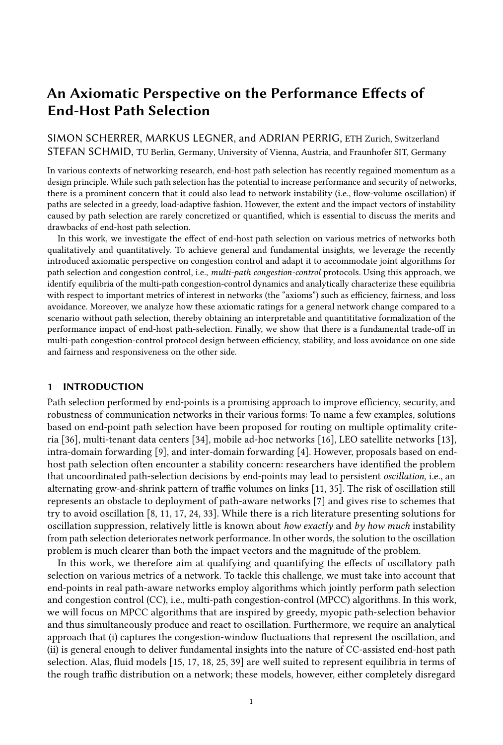# An Axiomatic Perspective on the Performance Effects of End-Host Path Selection

SIMON SCHERRER, MARKUS LEGNER, and ADRIAN PERRIG, ETH Zurich, Switzerland
STEFAN SCHMID, TU Berlin, Germany, University of Vienna, Austria, and Fraunhofer SIT, Germany

In various contexts of networking research, end-host path selection has recently regained momentum as a design principle. While such path selection has the potential to increase performance and security of networks, there is a prominent concern that it could also lead to network instability (i.e., flow-volume oscillation) if paths are selected in a greedy, load-adaptive fashion. However, the extent and the impact vectors of instability caused by path selection are rarely concretized or quantified, which is essential to discuss the merits and drawbacks of end-host path selection.

In this work, we investigate the effect of end-host path selection on various metrics of networks both qualitatively and quantitatively. To achieve general and fundamental insights, we leverage the recently introduced axiomatic perspective on congestion control and adapt it to accommodate joint algorithms for path selection and congestion control, i.e., *multi-path congestion-control* protocols. Using this approach, we identify equilibria of the multi-path congestion-control dynamics and analytically characterize these equilibria with respect to important metrics of interest in networks (the "axioms") such as efficiency, fairness, and loss avoidance. Moreover, we analyze how these axiomatic ratings for a general network change compared to a scenario without path selection, thereby obtaining an interpretable and quantititative formalization of the performance impact of end-host path-selection. Finally, we show that there is a fundamental trade-off in multi-path congestion-control protocol design between efficiency, stability, and loss avoidance on one side and fairness and responsiveness on the other side.

## 1 INTRODUCTION

Path selection performed by end-points is a promising approach to improve efficiency, security, and robustness of communication networks in their various forms: To name a few examples, solutions based on end-point path selection have been proposed for routing on multiple optimality criteria [36], multi-tenant data centers [34], mobile ad-hoc networks [16], LEO satellite networks [13], intra-domain forwarding [9], and inter-domain forwarding [4]. However, proposals based on end-host path selection often encounter a stability concern: researchers have identified the problem that uncoordinated path-selection decisions by end-points may lead to persistent *oscillation*, i.e., an alternating grow-and-shrink pattern of traffic volumes on links [11, 35]. The risk of oscillation still represents an obstacle to deployment of path-aware networks [7] and gives rise to schemes that try to avoid oscillation [8, 11, 17, 24, 33]. While there is a rich literature presenting solutions for oscillation suppression, relatively little is known about *how exactly* and *by how much* instability from path selection deteriorates network performance. In other words, the solution to the oscillation problem is much clearer than both the impact vectors and the magnitude of the problem.

In this work, we therefore aim at qualifying and quantifying the effects of oscillatory path selection on various metrics of a network. To tackle this challenge, we must take into account that end-points in real path-aware networks employ algorithms which jointly perform path selection and congestion control (CC), i.e., multi-path congestion-control (MPCC) algorithms. In this work, we will focus on MPCC algorithms that are inspired by greedy, myopic path-selection behavior and thus simultaneously produce and react to oscillation. Furthermore, we require an analytical approach that (i) captures the congestion-window fluctuations that represent the oscillation, and (ii) is general enough to deliver fundamental insights into the nature of CC-assisted end-host path selection. Alas, fluid models [15, 17, 18, 25, 39] are well suited to represent equilibria in terms of the rough traffic distribution on a network; these models, however, either completely disregard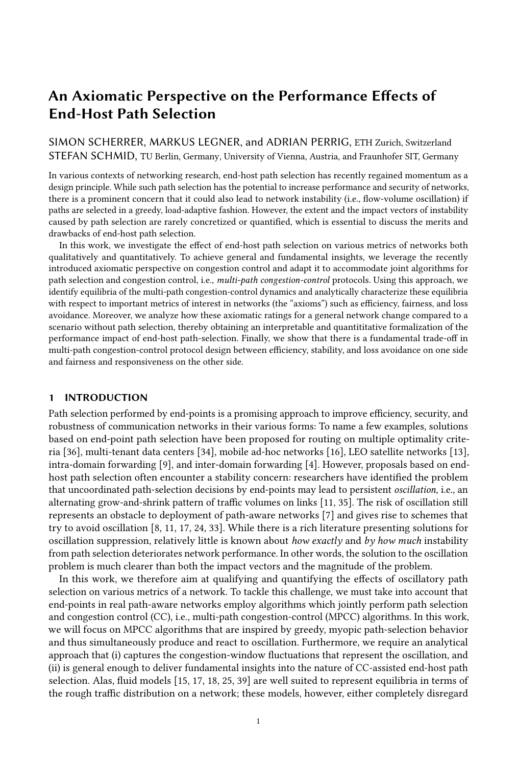# An Axiomatic Perspective on the Performance Effects of End-Host Path Selection

SIMON SCHERRER, MARKUS LEGNER, and ADRIAN PERRIG, ETH Zurich, Switzerland
STEFAN SCHMID, TU Berlin, Germany, University of Vienna, Austria, and Fraunhofer SIT, Germany

In various contexts of networking research, end-host path selection has recently regained momentum as a design principle. While such path selection has the potential to increase performance and security of networks, there is a prominent concern that it could also lead to network instability (i.e., flow-volume oscillation) if paths are selected in a greedy, load-adaptive fashion. However, the extent and the impact vectors of instability caused by path selection are rarely concretized or quantified, which is essential to discuss the merits and drawbacks of end-host path selection.

In this work, we investigate the effect of end-host path selection on various metrics of networks both qualitatively and quantitatively. To achieve general and fundamental insights, we leverage the recently introduced axiomatic perspective on congestion control and adapt it to accommodate joint algorithms for path selection and congestion control, i.e., *multi-path congestion-control* protocols. Using this approach, we identify equilibria of the multi-path congestion-control dynamics and analytically characterize these equilibria with respect to important metrics of interest in networks (the "axioms") such as efficiency, fairness, and loss avoidance. Moreover, we analyze how these axiomatic ratings for a general network change compared to a scenario without path selection, thereby obtaining an interpretable and quantititative formalization of the performance impact of end-host path-selection. Finally, we show that there is a fundamental trade-off in multi-path congestion-control protocol design between efficiency, stability, and loss avoidance on one side and fairness and responsiveness on the other side.

## 1 INTRODUCTION

Path selection performed by end-points is a promising approach to improve efficiency, security, and robustness of communication networks in their various forms: To name a few examples, solutions based on end-point path selection have been proposed for routing on multiple optimality criteria [36], multi-tenant data centers [34], mobile ad-hoc networks [16], LEO satellite networks [13], intra-domain forwarding [9], and inter-domain forwarding [4]. However, proposals based on end-host path selection often encounter a stability concern: researchers have identified the problem that uncoordinated path-selection decisions by end-points may lead to persistent *oscillation*, i.e., an alternating grow-and-shrink pattern of traffic volumes on links [11, 35]. The risk of oscillation still represents an obstacle to deployment of path-aware networks [7] and gives rise to schemes that try to avoid oscillation [8, 11, 17, 24, 33]. While there is a rich literature presenting solutions for oscillation suppression, relatively little is known about *how exactly* and *by how much* instability from path selection deteriorates network performance. In other words, the solution to the oscillation problem is much clearer than both the impact vectors and the magnitude of the problem.

In this work, we therefore aim at qualifying and quantifying the effects of oscillatory path selection on various metrics of a network. To tackle this challenge, we must take into account that end-points in real path-aware networks employ algorithms which jointly perform path selection and congestion control (CC), i.e., multi-path congestion-control (MPCC) algorithms. In this work, we will focus on MPCC algorithms that are inspired by greedy, myopic path-selection behavior and thus simultaneously produce and react to oscillation. Furthermore, we require an analytical approach that (i) captures the congestion-window fluctuations that represent the oscillation, and (ii) is general enough to deliver fundamental insights into the nature of CC-assisted end-host path selection. Alas, fluid models [15, 17, 18, 25, 39] are well suited to represent equilibria in terms of the rough traffic distribution on a network; these models, however, either completely disregard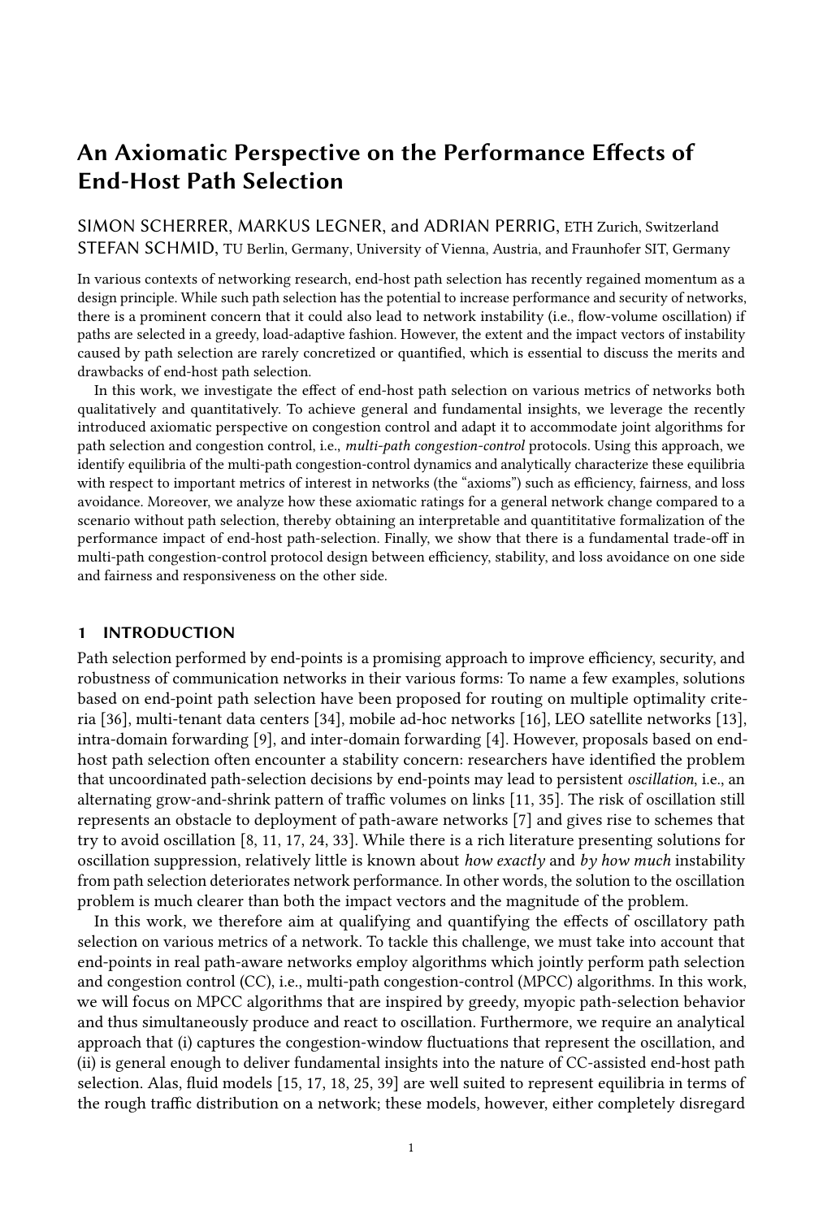# An Axiomatic Perspective on the Performance Effects of End-Host Path Selection

SIMON SCHERRER, MARKUS LEGNER, and ADRIAN PERRIG, ETH Zurich, Switzerland
STEFAN SCHMID, TU Berlin, Germany, University of Vienna, Austria, and Fraunhofer SIT, Germany

In various contexts of networking research, end-host path selection has recently regained momentum as a design principle. While such path selection has the potential to increase performance and security of networks, there is a prominent concern that it could also lead to network instability (i.e., flow-volume oscillation) if paths are selected in a greedy, load-adaptive fashion. However, the extent and the impact vectors of instability caused by path selection are rarely concretized or quantified, which is essential to discuss the merits and drawbacks of end-host path selection.

In this work, we investigate the effect of end-host path selection on various metrics of networks both qualitatively and quantitatively. To achieve general and fundamental insights, we leverage the recently introduced axiomatic perspective on congestion control and adapt it to accommodate joint algorithms for path selection and congestion control, i.e., *multi-path congestion-control* protocols. Using this approach, we identify equilibria of the multi-path congestion-control dynamics and analytically characterize these equilibria with respect to important metrics of interest in networks (the "axioms") such as efficiency, fairness, and loss avoidance. Moreover, we analyze how these axiomatic ratings for a general network change compared to a scenario without path selection, thereby obtaining an interpretable and quantititative formalization of the performance impact of end-host path-selection. Finally, we show that there is a fundamental trade-off in multi-path congestion-control protocol design between efficiency, stability, and loss avoidance on one side and fairness and responsiveness on the other side.

## 1 INTRODUCTION

Path selection performed by end-points is a promising approach to improve efficiency, security, and robustness of communication networks in their various forms: To name a few examples, solutions based on end-point path selection have been proposed for routing on multiple optimality criteria [36], multi-tenant data centers [34], mobile ad-hoc networks [16], LEO satellite networks [13], intra-domain forwarding [9], and inter-domain forwarding [4]. However, proposals based on end-host path selection often encounter a stability concern: researchers have identified the problem that uncoordinated path-selection decisions by end-points may lead to persistent *oscillation*, i.e., an alternating grow-and-shrink pattern of traffic volumes on links [11, 35]. The risk of oscillation still represents an obstacle to deployment of path-aware networks [7] and gives rise to schemes that try to avoid oscillation [8, 11, 17, 24, 33]. While there is a rich literature presenting solutions for oscillation suppression, relatively little is known about *how exactly* and *by how much* instability from path selection deteriorates network performance. In other words, the solution to the oscillation problem is much clearer than both the impact vectors and the magnitude of the problem.

In this work, we therefore aim at qualifying and quantifying the effects of oscillatory path selection on various metrics of a network. To tackle this challenge, we must take into account that end-points in real path-aware networks employ algorithms which jointly perform path selection and congestion control (CC), i.e., multi-path congestion-control (MPCC) algorithms. In this work, we will focus on MPCC algorithms that are inspired by greedy, myopic path-selection behavior and thus simultaneously produce and react to oscillation. Furthermore, we require an analytical approach that (i) captures the congestion-window fluctuations that represent the oscillation, and (ii) is general enough to deliver fundamental insights into the nature of CC-assisted end-host path selection. Alas, fluid models [15, 17, 18, 25, 39] are well suited to represent equilibria in terms of the rough traffic distribution on a network; these models, however, either completely disregard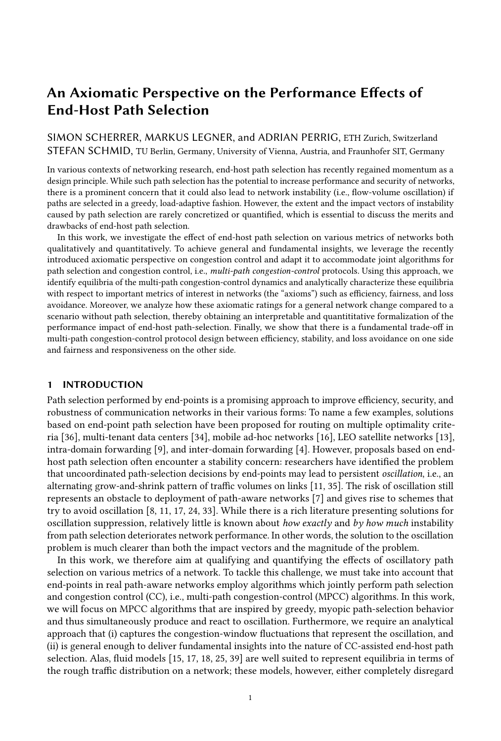# An Axiomatic Perspective on the Performance Effects of End-Host Path Selection

SIMON SCHERRER, MARKUS LEGNER, and ADRIAN PERRIG, ETH Zurich, Switzerland
STEFAN SCHMID, TU Berlin, Germany, University of Vienna, Austria, and Fraunhofer SIT, Germany

In various contexts of networking research, end-host path selection has recently regained momentum as a design principle. While such path selection has the potential to increase performance and security of networks, there is a prominent concern that it could also lead to network instability (i.e., flow-volume oscillation) if paths are selected in a greedy, load-adaptive fashion. However, the extent and the impact vectors of instability caused by path selection are rarely concretized or quantified, which is essential to discuss the merits and drawbacks of end-host path selection.

In this work, we investigate the effect of end-host path selection on various metrics of networks both qualitatively and quantitatively. To achieve general and fundamental insights, we leverage the recently introduced axiomatic perspective on congestion control and adapt it to accommodate joint algorithms for path selection and congestion control, i.e., *multi-path congestion-control* protocols. Using this approach, we identify equilibria of the multi-path congestion-control dynamics and analytically characterize these equilibria with respect to important metrics of interest in networks (the "axioms") such as efficiency, fairness, and loss avoidance. Moreover, we analyze how these axiomatic ratings for a general network change compared to a scenario without path selection, thereby obtaining an interpretable and quantititative formalization of the performance impact of end-host path-selection. Finally, we show that there is a fundamental trade-off in multi-path congestion-control protocol design between efficiency, stability, and loss avoidance on one side and fairness and responsiveness on the other side.

## 1 INTRODUCTION

Path selection performed by end-points is a promising approach to improve efficiency, security, and robustness of communication networks in their various forms: To name a few examples, solutions based on end-point path selection have been proposed for routing on multiple optimality criteria [36], multi-tenant data centers [34], mobile ad-hoc networks [16], LEO satellite networks [13], intra-domain forwarding [9], and inter-domain forwarding [4]. However, proposals based on end-host path selection often encounter a stability concern: researchers have identified the problem that uncoordinated path-selection decisions by end-points may lead to persistent *oscillation*, i.e., an alternating grow-and-shrink pattern of traffic volumes on links [11, 35]. The risk of oscillation still represents an obstacle to deployment of path-aware networks [7] and gives rise to schemes that try to avoid oscillation [8, 11, 17, 24, 33]. While there is a rich literature presenting solutions for oscillation suppression, relatively little is known about *how exactly* and *by how much* instability from path selection deteriorates network performance. In other words, the solution to the oscillation problem is much clearer than both the impact vectors and the magnitude of the problem.

In this work, we therefore aim at qualifying and quantifying the effects of oscillatory path selection on various metrics of a network. To tackle this challenge, we must take into account that end-points in real path-aware networks employ algorithms which jointly perform path selection and congestion control (CC), i.e., multi-path congestion-control (MPCC) algorithms. In this work, we will focus on MPCC algorithms that are inspired by greedy, myopic path-selection behavior and thus simultaneously produce and react to oscillation. Furthermore, we require an analytical approach that (i) captures the congestion-window fluctuations that represent the oscillation, and (ii) is general enough to deliver fundamental insights into the nature of CC-assisted end-host path selection. Alas, fluid models [15, 17, 18, 25, 39] are well suited to represent equilibria in terms of the rough traffic distribution on a network; these models, however, either completely disregard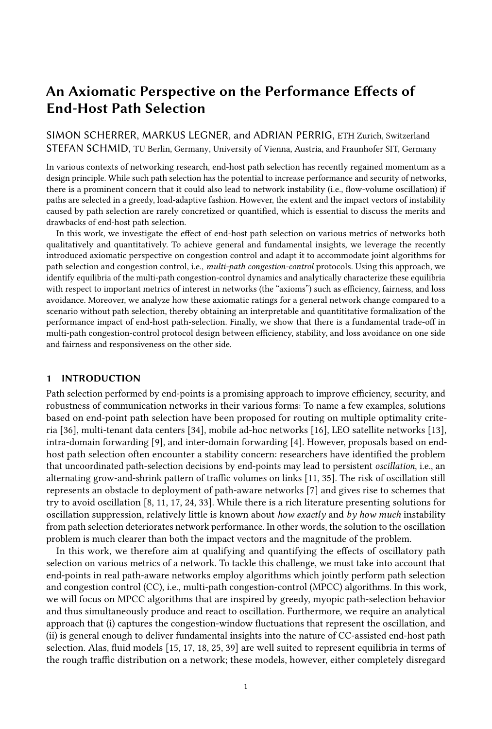# An Axiomatic Perspective on the Performance Effects of End-Host Path Selection

SIMON SCHERRER, MARKUS LEGNER, and ADRIAN PERRIG, ETH Zurich, Switzerland
STEFAN SCHMID, TU Berlin, Germany, University of Vienna, Austria, and Fraunhofer SIT, Germany

In various contexts of networking research, end-host path selection has recently regained momentum as a design principle. While such path selection has the potential to increase performance and security of networks, there is a prominent concern that it could also lead to network instability (i.e., flow-volume oscillation) if paths are selected in a greedy, load-adaptive fashion. However, the extent and the impact vectors of instability caused by path selection are rarely concretized or quantified, which is essential to discuss the merits and drawbacks of end-host path selection.

In this work, we investigate the effect of end-host path selection on various metrics of networks both qualitatively and quantitatively. To achieve general and fundamental insights, we leverage the recently introduced axiomatic perspective on congestion control and adapt it to accommodate joint algorithms for path selection and congestion control, i.e., *multi-path congestion-control* protocols. Using this approach, we identify equilibria of the multi-path congestion-control dynamics and analytically characterize these equilibria with respect to important metrics of interest in networks (the "axioms") such as efficiency, fairness, and loss avoidance. Moreover, we analyze how these axiomatic ratings for a general network change compared to a scenario without path selection, thereby obtaining an interpretable and quantititative formalization of the performance impact of end-host path-selection. Finally, we show that there is a fundamental trade-off in multi-path congestion-control protocol design between efficiency, stability, and loss avoidance on one side and fairness and responsiveness on the other side.

## 1 INTRODUCTION

Path selection performed by end-points is a promising approach to improve efficiency, security, and robustness of communication networks in their various forms: To name a few examples, solutions based on end-point path selection have been proposed for routing on multiple optimality criteria [36], multi-tenant data centers [34], mobile ad-hoc networks [16], LEO satellite networks [13], intra-domain forwarding [9], and inter-domain forwarding [4]. However, proposals based on end-host path selection often encounter a stability concern: researchers have identified the problem that uncoordinated path-selection decisions by end-points may lead to persistent *oscillation*, i.e., an alternating grow-and-shrink pattern of traffic volumes on links [11, 35]. The risk of oscillation still represents an obstacle to deployment of path-aware networks [7] and gives rise to schemes that try to avoid oscillation [8, 11, 17, 24, 33]. While there is a rich literature presenting solutions for oscillation suppression, relatively little is known about *how exactly* and *by how much* instability from path selection deteriorates network performance. In other words, the solution to the oscillation problem is much clearer than both the impact vectors and the magnitude of the problem.

In this work, we therefore aim at qualifying and quantifying the effects of oscillatory path selection on various metrics of a network. To tackle this challenge, we must take into account that end-points in real path-aware networks employ algorithms which jointly perform path selection and congestion control (CC), i.e., multi-path congestion-control (MPCC) algorithms. In this work, we will focus on MPCC algorithms that are inspired by greedy, myopic path-selection behavior and thus simultaneously produce and react to oscillation. Furthermore, we require an analytical approach that (i) captures the congestion-window fluctuations that represent the oscillation, and (ii) is general enough to deliver fundamental insights into the nature of CC-assisted end-host path selection. Alas, fluid models [15, 17, 18, 25, 39] are well suited to represent equilibria in terms of the rough traffic distribution on a network; these models, however, either completely disregard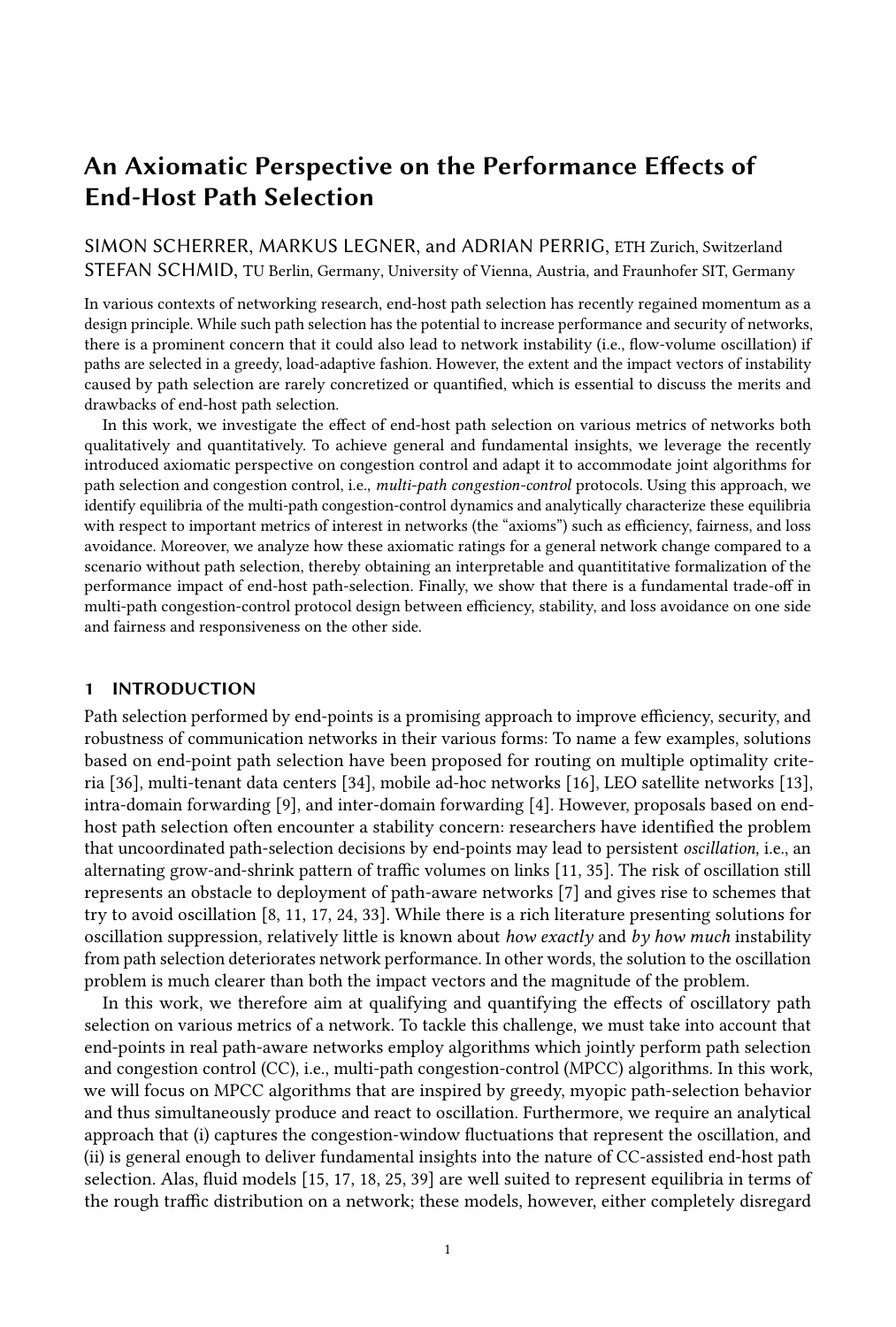# An Axiomatic Perspective on the Performance Effects of End-Host Path Selection

SIMON SCHERRER, MARKUS LEGNER, and ADRIAN PERRIG, ETH Zurich, Switzerland
STEFAN SCHMID, TU Berlin, Germany, University of Vienna, Austria, and Fraunhofer SIT, Germany

In various contexts of networking research, end-host path selection has recently regained momentum as a design principle. While such path selection has the potential to increase performance and security of networks, there is a prominent concern that it could also lead to network instability (i.e., flow-volume oscillation) if paths are selected in a greedy, load-adaptive fashion. However, the extent and the impact vectors of instability caused by path selection are rarely concretized or quantified, which is essential to discuss the merits and drawbacks of end-host path selection.

In this work, we investigate the effect of end-host path selection on various metrics of networks both qualitatively and quantitatively. To achieve general and fundamental insights, we leverage the recently introduced axiomatic perspective on congestion control and adapt it to accommodate joint algorithms for path selection and congestion control, i.e., *multi-path congestion-control* protocols. Using this approach, we identify equilibria of the multi-path congestion-control dynamics and analytically characterize these equilibria with respect to important metrics of interest in networks (the "axioms") such as efficiency, fairness, and loss avoidance. Moreover, we analyze how these axiomatic ratings for a general network change compared to a scenario without path selection, thereby obtaining an interpretable and quantititative formalization of the performance impact of end-host path-selection. Finally, we show that there is a fundamental trade-off in multi-path congestion-control protocol design between efficiency, stability, and loss avoidance on one side and fairness and responsiveness on the other side.

## 1 INTRODUCTION

Path selection performed by end-points is a promising approach to improve efficiency, security, and robustness of communication networks in their various forms: To name a few examples, solutions based on end-point path selection have been proposed for routing on multiple optimality criteria [36], multi-tenant data centers [34], mobile ad-hoc networks [16], LEO satellite networks [13], intra-domain forwarding [9], and inter-domain forwarding [4]. However, proposals based on end-host path selection often encounter a stability concern: researchers have identified the problem that uncoordinated path-selection decisions by end-points may lead to persistent *oscillation*, i.e., an alternating grow-and-shrink pattern of traffic volumes on links [11, 35]. The risk of oscillation still represents an obstacle to deployment of path-aware networks [7] and gives rise to schemes that try to avoid oscillation [8, 11, 17, 24, 33]. While there is a rich literature presenting solutions for oscillation suppression, relatively little is known about *how exactly* and *by how much* instability from path selection deteriorates network performance. In other words, the solution to the oscillation problem is much clearer than both the impact vectors and the magnitude of the problem.

In this work, we therefore aim at qualifying and quantifying the effects of oscillatory path selection on various metrics of a network. To tackle this challenge, we must take into account that end-points in real path-aware networks employ algorithms which jointly perform path selection and congestion control (CC), i.e., multi-path congestion-control (MPCC) algorithms. In this work, we will focus on MPCC algorithms that are inspired by greedy, myopic path-selection behavior and thus simultaneously produce and react to oscillation. Furthermore, we require an analytical approach that (i) captures the congestion-window fluctuations that represent the oscillation, and (ii) is general enough to deliver fundamental insights into the nature of CC-assisted end-host path selection. Alas, fluid models [15, 17, 18, 25, 39] are well suited to represent equilibria in terms of the rough traffic distribution on a network; these models, however, either completely disregard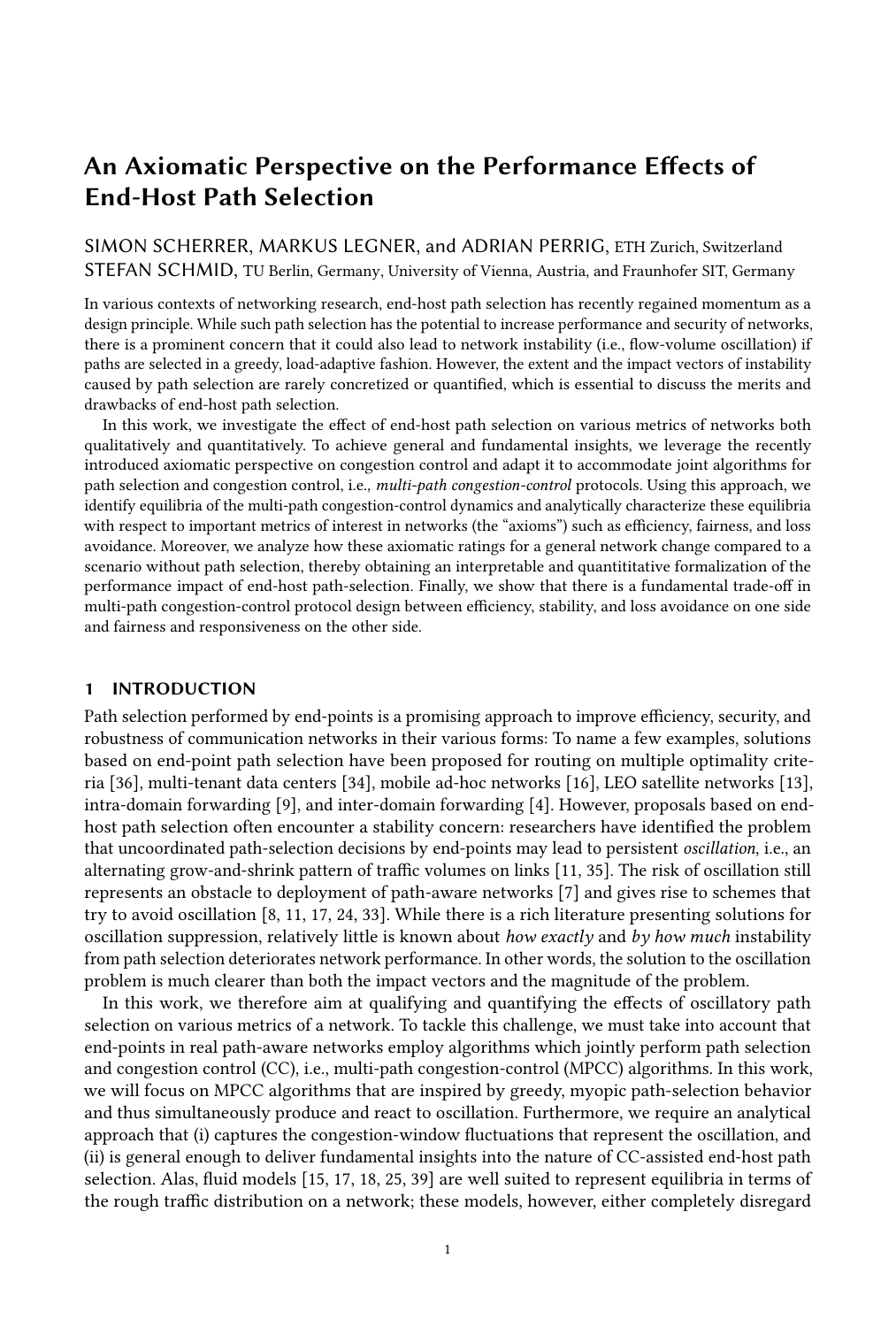# An Axiomatic Perspective on the Performance Effects of End-Host Path Selection

SIMON SCHERRER, MARKUS LEGNER, and ADRIAN PERRIG, ETH Zurich, Switzerland
STEFAN SCHMID, TU Berlin, Germany, University of Vienna, Austria, and Fraunhofer SIT, Germany

In various contexts of networking research, end-host path selection has recently regained momentum as a design principle. While such path selection has the potential to increase performance and security of networks, there is a prominent concern that it could also lead to network instability (i.e., flow-volume oscillation) if paths are selected in a greedy, load-adaptive fashion. However, the extent and the impact vectors of instability caused by path selection are rarely concretized or quantified, which is essential to discuss the merits and drawbacks of end-host path selection.

In this work, we investigate the effect of end-host path selection on various metrics of networks both qualitatively and quantitatively. To achieve general and fundamental insights, we leverage the recently introduced axiomatic perspective on congestion control and adapt it to accommodate joint algorithms for path selection and congestion control, i.e., *multi-path congestion-control* protocols. Using this approach, we identify equilibria of the multi-path congestion-control dynamics and analytically characterize these equilibria with respect to important metrics of interest in networks (the "axioms") such as efficiency, fairness, and loss avoidance. Moreover, we analyze how these axiomatic ratings for a general network change compared to a scenario without path selection, thereby obtaining an interpretable and quantitative formalization of the performance impact of end-host path-selection. Finally, we show that there is a fundamental trade-off in multi-path congestion-control protocol design between efficiency, stability, and loss avoidance on one side and fairness and responsiveness on the other side.

## 1 INTRODUCTION

Path selection performed by end-points is a promising approach to improve efficiency, security, and robustness of communication networks in their various forms: To name a few examples, solutions based on end-point path selection have been proposed for routing on multiple optimality criteria [36], multi-tenant data centers [34], mobile ad-hoc networks [16], LEO satellite networks [13], intra-domain forwarding [9], and inter-domain forwarding [4]. However, proposals based on end-host path selection often encounter a stability concern: researchers have identified the problem that uncoordinated path-selection decisions by end-points may lead to persistent *oscillation*, i.e., an alternating grow-and-shrink pattern of traffic volumes on links [11, 35]. The risk of oscillation still represents an obstacle to deployment of path-aware networks [7] and gives rise to schemes that try to avoid oscillation [8, 11, 17, 24, 33]. While there is a rich literature presenting solutions for oscillation suppression, relatively little is known about *how exactly* and *by how much* instability from path selection deteriorates network performance. In other words, the solution to the oscillation problem is much clearer than both the impact vectors and the magnitude of the problem.

In this work, we therefore aim at qualifying and quantifying the effects of oscillatory path selection on various metrics of a network. To tackle this challenge, we must take into account that end-points in real path-aware networks employ algorithms which jointly perform path selection and congestion control (CC), i.e., multi-path congestion-control (MPCC) algorithms. In this work, we will focus on MPCC algorithms that are inspired by greedy, myopic path-selection behavior and thus simultaneously produce and react to oscillation. Furthermore, we require an analytical approach that (i) captures the congestion-window fluctuations that represent the oscillation, and (ii) is general enough to deliver fundamental insights into the nature of CC-assisted end-host path selection. Alas, fluid models [15, 17, 18, 25, 39] are well suited to represent equilibria in terms of the rough traffic distribution on a network; these models, however, either completely disregard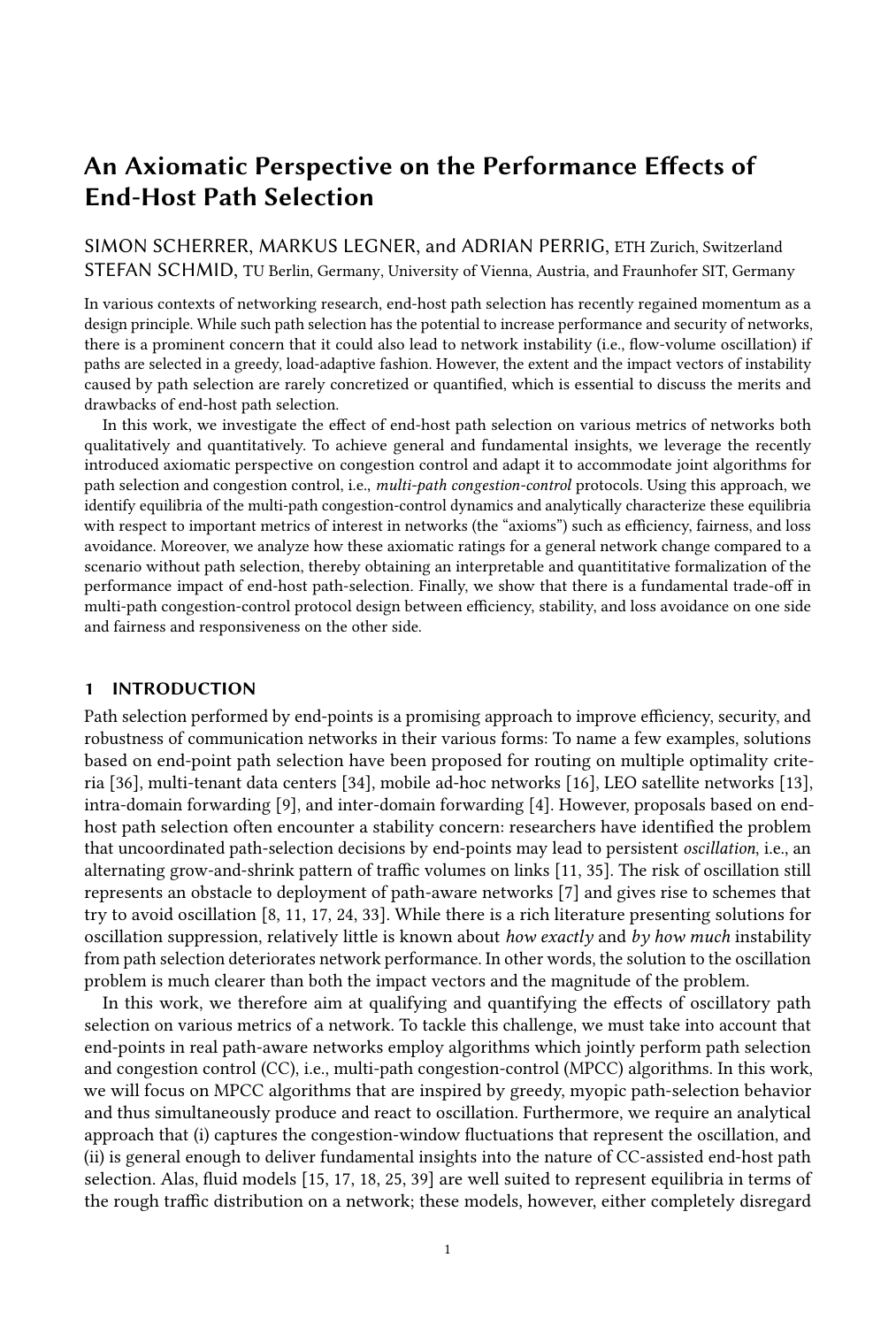# An Axiomatic Perspective on the Performance Effects of End-Host Path Selection

SIMON SCHERRER, MARKUS LEGNER, and ADRIAN PERRIG, ETH Zurich, Switzerland
STEFAN SCHMID, TU Berlin, Germany, University of Vienna, Austria, and Fraunhofer SIT, Germany

In various contexts of networking research, end-host path selection has recently regained momentum as a design principle. While such path selection has the potential to increase performance and security of networks, there is a prominent concern that it could also lead to network instability (i.e., flow-volume oscillation) if paths are selected in a greedy, load-adaptive fashion. However, the extent and the impact vectors of instability caused by path selection are rarely concretized or quantified, which is essential to discuss the merits and drawbacks of end-host path selection.

In this work, we investigate the effect of end-host path selection on various metrics of networks both qualitatively and quantitatively. To achieve general and fundamental insights, we leverage the recently introduced axiomatic perspective on congestion control and adapt it to accommodate joint algorithms for path selection and congestion control, i.e., *multi-path congestion-control* protocols. Using this approach, we identify equilibria of the multi-path congestion-control dynamics and analytically characterize these equilibria with respect to important metrics of interest in networks (the "axioms") such as efficiency, fairness, and loss avoidance. Moreover, we analyze how these axiomatic ratings for a general network change compared to a scenario without path selection, thereby obtaining an interpretable and quantititative formalization of the performance impact of end-host path-selection. Finally, we show that there is a fundamental trade-off in multi-path congestion-control protocol design between efficiency, stability, and loss avoidance on one side and fairness and responsiveness on the other side.

## 1 INTRODUCTION

Path selection performed by end-points is a promising approach to improve efficiency, security, and robustness of communication networks in their various forms: To name a few examples, solutions based on end-point path selection have been proposed for routing on multiple optimality criteria [36], multi-tenant data centers [34], mobile ad-hoc networks [16], LEO satellite networks [13], intra-domain forwarding [9], and inter-domain forwarding [4]. However, proposals based on end-host path selection often encounter a stability concern: researchers have identified the problem that uncoordinated path-selection decisions by end-points may lead to persistent *oscillation*, i.e., an alternating grow-and-shrink pattern of traffic volumes on links [11, 35]. The risk of oscillation still represents an obstacle to deployment of path-aware networks [7] and gives rise to schemes that try to avoid oscillation [8, 11, 17, 24, 33]. While there is a rich literature presenting solutions for oscillation suppression, relatively little is known about *how exactly* and *by how much* instability from path selection deteriorates network performance. In other words, the solution to the oscillation problem is much clearer than both the impact vectors and the magnitude of the problem.

In this work, we therefore aim at qualifying and quantifying the effects of oscillatory path selection on various metrics of a network. To tackle this challenge, we must take into account that end-points in real path-aware networks employ algorithms which jointly perform path selection and congestion control (CC), i.e., multi-path congestion-control (MPCC) algorithms. In this work, we will focus on MPCC algorithms that are inspired by greedy, myopic path-selection behavior and thus simultaneously produce and react to oscillation. Furthermore, we require an analytical approach that (i) captures the congestion-window fluctuations that represent the oscillation, and (ii) is general enough to deliver fundamental insights into the nature of CC-assisted end-host path selection. Alas, fluid models [15, 17, 18, 25, 39] are well suited to represent equilibria in terms of the rough traffic distribution on a network; these models, however, either completely disregard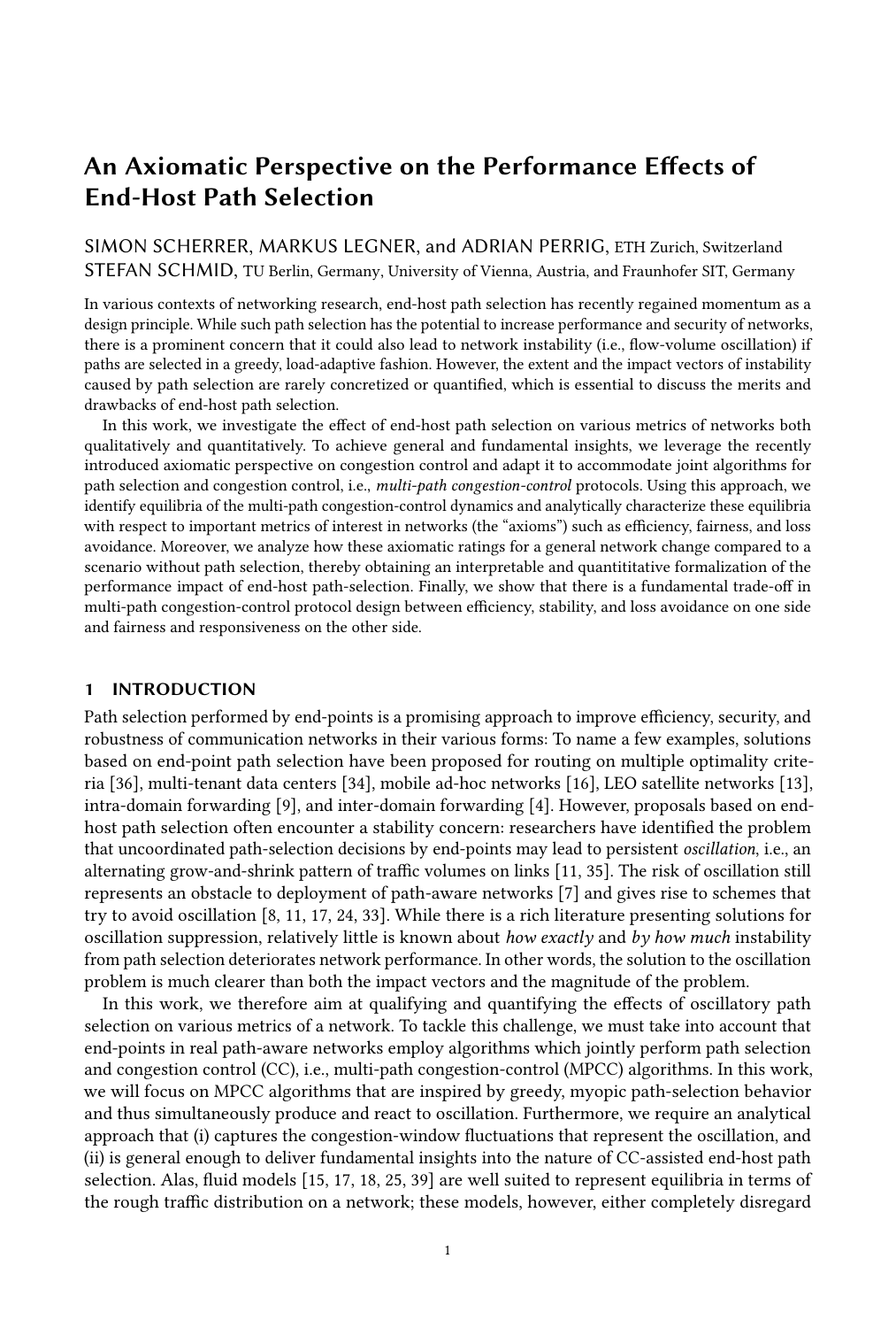# An Axiomatic Perspective on the Performance Effects of End-Host Path Selection

SIMON SCHERRER, MARKUS LEGNER, and ADRIAN PERRIG, ETH Zurich, Switzerland
STEFAN SCHMID, TU Berlin, Germany, University of Vienna, Austria, and Fraunhofer SIT, Germany

In various contexts of networking research, end-host path selection has recently regained momentum as a design principle. While such path selection has the potential to increase performance and security of networks, there is a prominent concern that it could also lead to network instability (i.e., flow-volume oscillation) if paths are selected in a greedy, load-adaptive fashion. However, the extent and the impact vectors of instability caused by path selection are rarely concretized or quantified, which is essential to discuss the merits and drawbacks of end-host path selection.

In this work, we investigate the effect of end-host path selection on various metrics of networks both qualitatively and quantitatively. To achieve general and fundamental insights, we leverage the recently introduced axiomatic perspective on congestion control and adapt it to accommodate joint algorithms for path selection and congestion control, i.e., *multi-path congestion-control* protocols. Using this approach, we identify equilibria of the multi-path congestion-control dynamics and analytically characterize these equilibria with respect to important metrics of interest in networks (the "axioms") such as efficiency, fairness, and loss avoidance. Moreover, we analyze how these axiomatic ratings for a general network change compared to a scenario without path selection, thereby obtaining an interpretable and quantititative formalization of the performance impact of end-host path-selection. Finally, we show that there is a fundamental trade-off in multi-path congestion-control protocol design between efficiency, stability, and loss avoidance on one side and fairness and responsiveness on the other side.

## 1 INTRODUCTION

Path selection performed by end-points is a promising approach to improve efficiency, security, and robustness of communication networks in their various forms: To name a few examples, solutions based on end-point path selection have been proposed for routing on multiple optimality criteria [36], multi-tenant data centers [34], mobile ad-hoc networks [16], LEO satellite networks [13], intra-domain forwarding [9], and inter-domain forwarding [4]. However, proposals based on end-host path selection often encounter a stability concern: researchers have identified the problem that uncoordinated path-selection decisions by end-points may lead to persistent *oscillation*, i.e., an alternating grow-and-shrink pattern of traffic volumes on links [11, 35]. The risk of oscillation still represents an obstacle to deployment of path-aware networks [7] and gives rise to schemes that try to avoid oscillation [8, 11, 17, 24, 33]. While there is a rich literature presenting solutions for oscillation suppression, relatively little is known about *how exactly* and *by how much* instability from path selection deteriorates network performance. In other words, the solution to the oscillation problem is much clearer than both the impact vectors and the magnitude of the problem.

In this work, we therefore aim at qualifying and quantifying the effects of oscillatory path selection on various metrics of a network. To tackle this challenge, we must take into account that end-points in real path-aware networks employ algorithms which jointly perform path selection and congestion control (CC), i.e., multi-path congestion-control (MPCC) algorithms. In this work, we will focus on MPCC algorithms that are inspired by greedy, myopic path-selection behavior and thus simultaneously produce and react to oscillation. Furthermore, we require an analytical approach that (i) captures the congestion-window fluctuations that represent the oscillation, and (ii) is general enough to deliver fundamental insights into the nature of CC-assisted end-host path selection. Alas, fluid models [15, 17, 18, 25, 39] are well suited to represent equilibria in terms of the rough traffic distribution on a network; these models, however, either completely disregard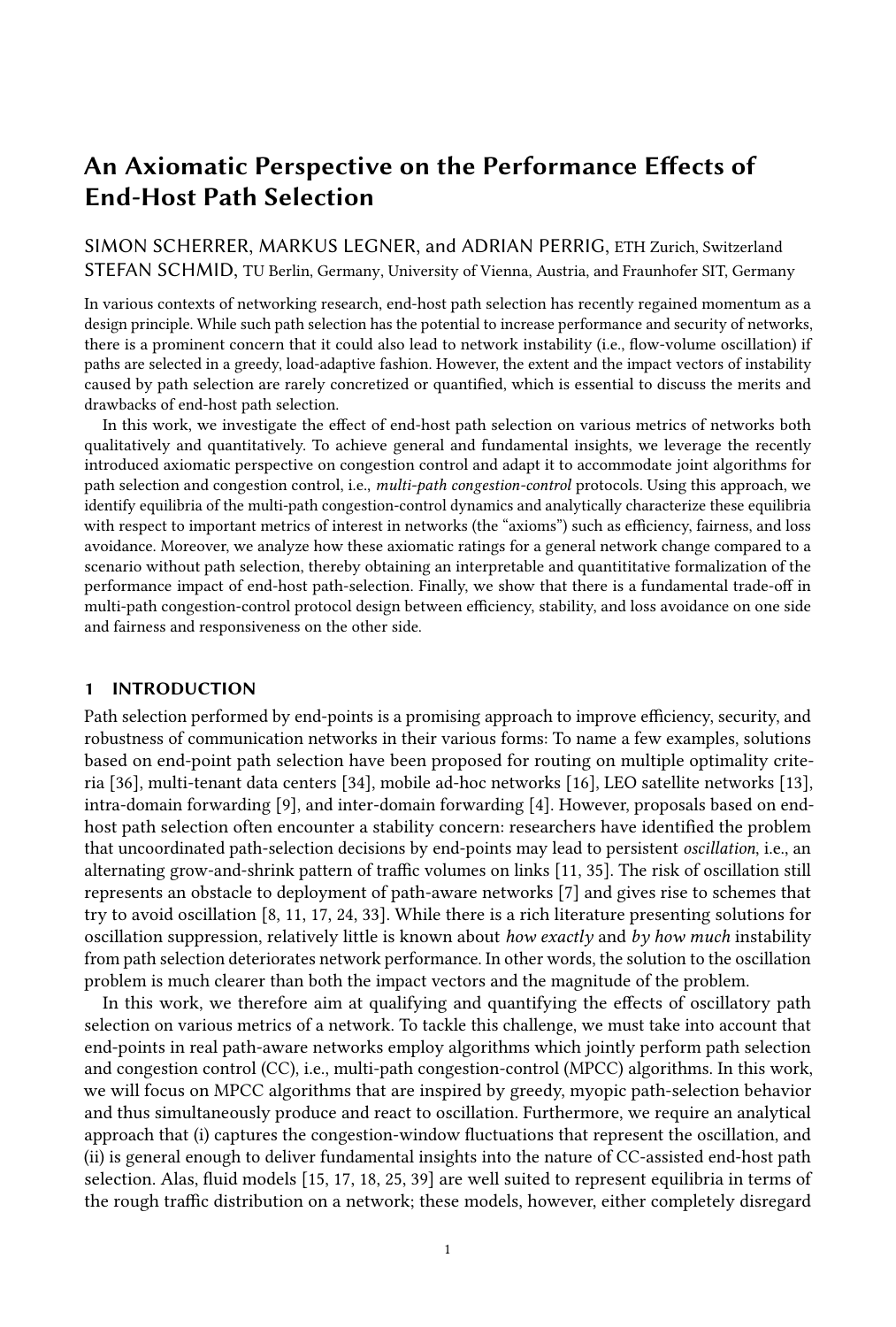# An Axiomatic Perspective on the Performance Effects of End-Host Path Selection

SIMON SCHERRER, MARKUS LEGNER, and ADRIAN PERRIG, ETH Zurich, Switzerland
STEFAN SCHMID, TU Berlin, Germany, University of Vienna, Austria, and Fraunhofer SIT, Germany

In various contexts of networking research, end-host path selection has recently regained momentum as a design principle. While such path selection has the potential to increase performance and security of networks, there is a prominent concern that it could also lead to network instability (i.e., flow-volume oscillation) if paths are selected in a greedy, load-adaptive fashion. However, the extent and the impact vectors of instability caused by path selection are rarely concretized or quantified, which is essential to discuss the merits and drawbacks of end-host path selection.

In this work, we investigate the effect of end-host path selection on various metrics of networks both qualitatively and quantitatively. To achieve general and fundamental insights, we leverage the recently introduced axiomatic perspective on congestion control and adapt it to accommodate joint algorithms for path selection and congestion control, i.e., *multi-path congestion-control* protocols. Using this approach, we identify equilibria of the multi-path congestion-control dynamics and analytically characterize these equilibria with respect to important metrics of interest in networks (the "axioms") such as efficiency, fairness, and loss avoidance. Moreover, we analyze how these axiomatic ratings for a general network change compared to a scenario without path selection, thereby obtaining an interpretable and quantititative formalization of the performance impact of end-host path-selection. Finally, we show that there is a fundamental trade-off in multi-path congestion-control protocol design between efficiency, stability, and loss avoidance on one side and fairness and responsiveness on the other side.

## 1 INTRODUCTION

Path selection performed by end-points is a promising approach to improve efficiency, security, and robustness of communication networks in their various forms: To name a few examples, solutions based on end-point path selection have been proposed for routing on multiple optimality criteria [36], multi-tenant data centers [34], mobile ad-hoc networks [16], LEO satellite networks [13], intra-domain forwarding [9], and inter-domain forwarding [4]. However, proposals based on end-host path selection often encounter a stability concern: researchers have identified the problem that uncoordinated path-selection decisions by end-points may lead to persistent *oscillation*, i.e., an alternating grow-and-shrink pattern of traffic volumes on links [11, 35]. The risk of oscillation still represents an obstacle to deployment of path-aware networks [7] and gives rise to schemes that try to avoid oscillation [8, 11, 17, 24, 33]. While there is a rich literature presenting solutions for oscillation suppression, relatively little is known about *how exactly* and *by how much* instability from path selection deteriorates network performance. In other words, the solution to the oscillation problem is much clearer than both the impact vectors and the magnitude of the problem.

In this work, we therefore aim at qualifying and quantifying the effects of oscillatory path selection on various metrics of a network. To tackle this challenge, we must take into account that end-points in real path-aware networks employ algorithms which jointly perform path selection and congestion control (CC), i.e., multi-path congestion-control (MPCC) algorithms. In this work, we will focus on MPCC algorithms that are inspired by greedy, myopic path-selection behavior and thus simultaneously produce and react to oscillation. Furthermore, we require an analytical approach that (i) captures the congestion-window fluctuations that represent the oscillation, and (ii) is general enough to deliver fundamental insights into the nature of CC-assisted end-host path selection. Alas, fluid models [15, 17, 18, 25, 39] are well suited to represent equilibria in terms of the rough traffic distribution on a network; these models, however, either completely disregard